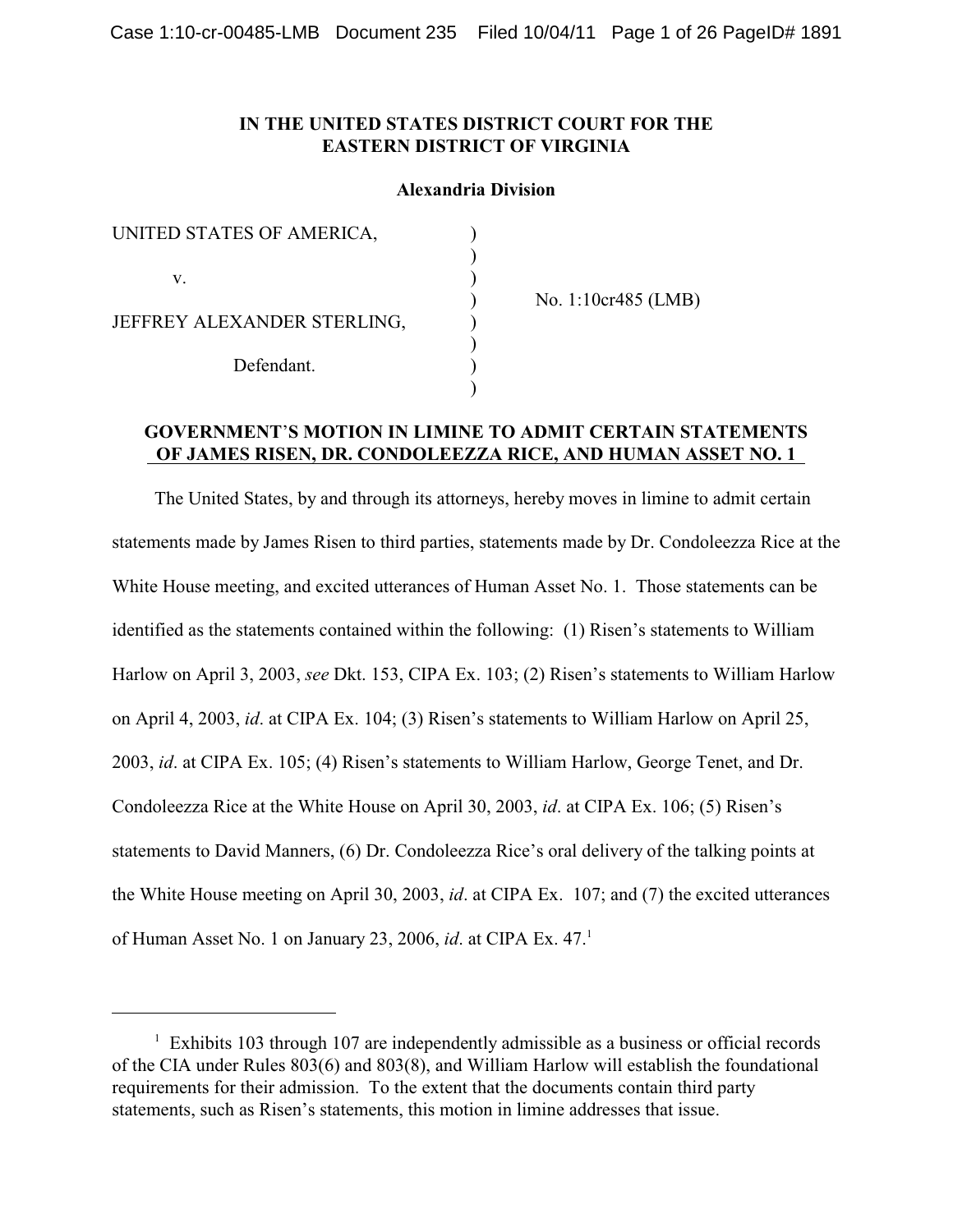**IN THE UNITED STATES DISTRICT COURT FOR THE**
**EASTERN DISTRICT OF VIRGINIA**

**Alexandria Division**

| | | |
|---|---|---|
| UNITED STATES OF AMERICA, | ) | |
| | ) | |
| v. | ) | |
| | ) | No. 1:10cr485 (LMB) |
| JEFFREY ALEXANDER STERLING, | ) | |
| | ) | |
| Defendant. | ) | |
| | ) | |

**GOVERNMENT'S MOTION IN LIMINE TO ADMIT CERTAIN STATEMENTS OF JAMES RISEN, DR. CONDOLEEZZA RICE, AND HUMAN ASSET NO. 1**

The United States, by and through its attorneys, hereby moves in limine to admit certain statements made by James Risen to third parties, statements made by Dr. Condoleezza Rice at the White House meeting, and excited utterances of Human Asset No. 1. Those statements can be identified as the statements contained within the following: (1) Risen's statements to William Harlow on April 3, 2003, *see* Dkt. 153, CIPA Ex. 103; (2) Risen's statements to William Harlow on April 4, 2003, *id*. at CIPA Ex. 104; (3) Risen's statements to William Harlow on April 25, 2003, *id*. at CIPA Ex. 105; (4) Risen's statements to William Harlow, George Tenet, and Dr. Condoleezza Rice at the White House on April 30, 2003, *id*. at CIPA Ex. 106; (5) Risen's statements to David Manners, (6) Dr. Condoleezza Rice's oral delivery of the talking points at the White House meeting on April 30, 2003, *id*. at CIPA Ex. 107; and (7) the excited utterances of Human Asset No. 1 on January 23, 2006, *id*. at CIPA Ex. 47.[1]

---

[1] Exhibits 103 through 107 are independently admissible as a business or official records of the CIA under Rules 803(6) and 803(8), and William Harlow will establish the foundational requirements for their admission. To the extent that the documents contain third party statements, such as Risen's statements, this motion in limine addresses that issue.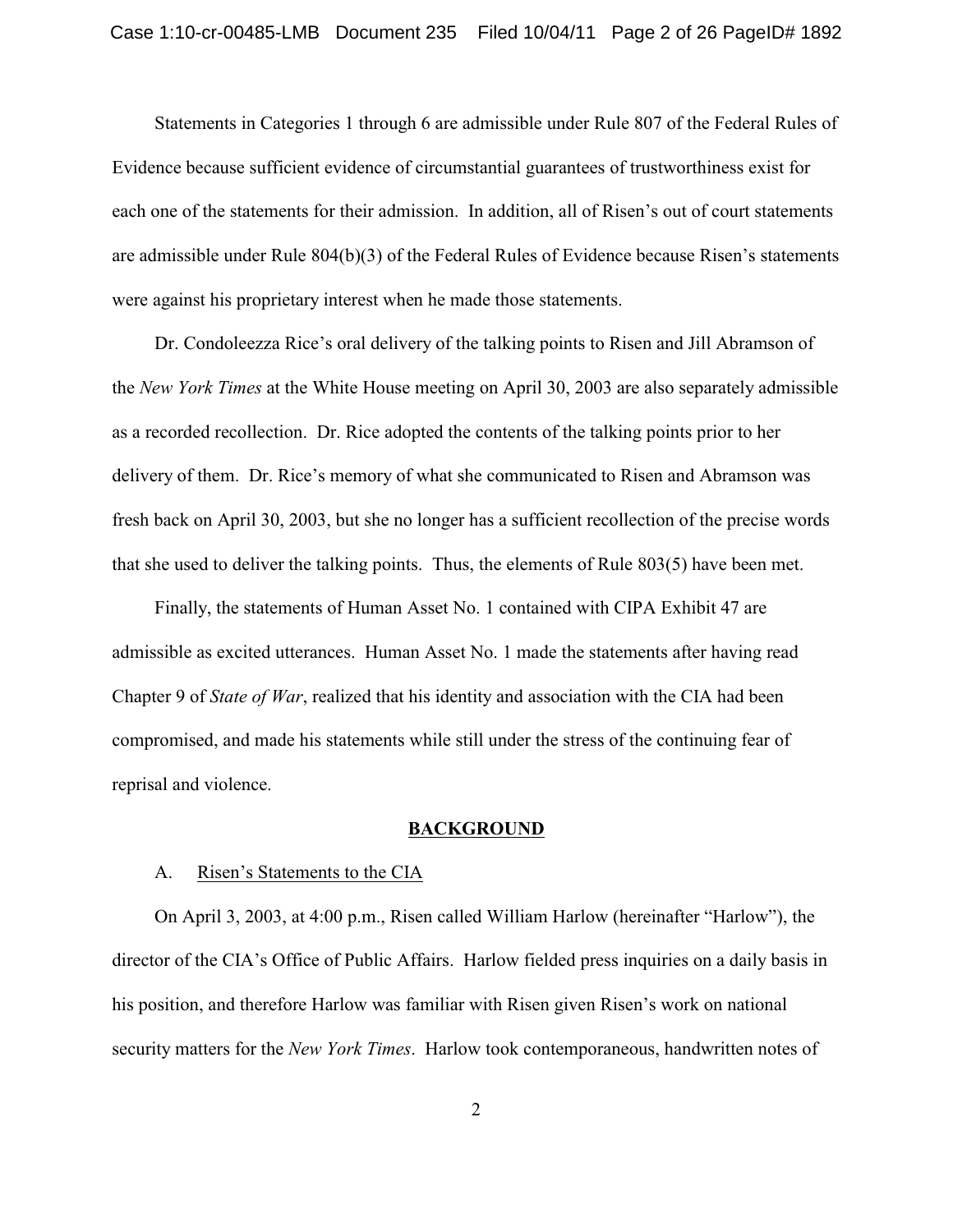Statements in Categories 1 through 6 are admissible under Rule 807 of the Federal Rules of Evidence because sufficient evidence of circumstantial guarantees of trustworthiness exist for each one of the statements for their admission. In addition, all of Risen's out of court statements are admissible under Rule 804(b)(3) of the Federal Rules of Evidence because Risen's statements were against his proprietary interest when he made those statements.

Dr. Condoleezza Rice's oral delivery of the talking points to Risen and Jill Abramson of the *New York Times* at the White House meeting on April 30, 2003 are also separately admissible as a recorded recollection. Dr. Rice adopted the contents of the talking points prior to her delivery of them. Dr. Rice's memory of what she communicated to Risen and Abramson was fresh back on April 30, 2003, but she no longer has a sufficient recollection of the precise words that she used to deliver the talking points. Thus, the elements of Rule 803(5) have been met.

Finally, the statements of Human Asset No. 1 contained with CIPA Exhibit 47 are admissible as excited utterances. Human Asset No. 1 made the statements after having read Chapter 9 of *State of War*, realized that his identity and association with the CIA had been compromised, and made his statements while still under the stress of the continuing fear of reprisal and violence.

## BACKGROUND

### A. Risen's Statements to the CIA

On April 3, 2003, at 4:00 p.m., Risen called William Harlow (hereinafter "Harlow"), the director of the CIA's Office of Public Affairs. Harlow fielded press inquiries on a daily basis in his position, and therefore Harlow was familiar with Risen given Risen's work on national security matters for the *New York Times*. Harlow took contemporaneous, handwritten notes of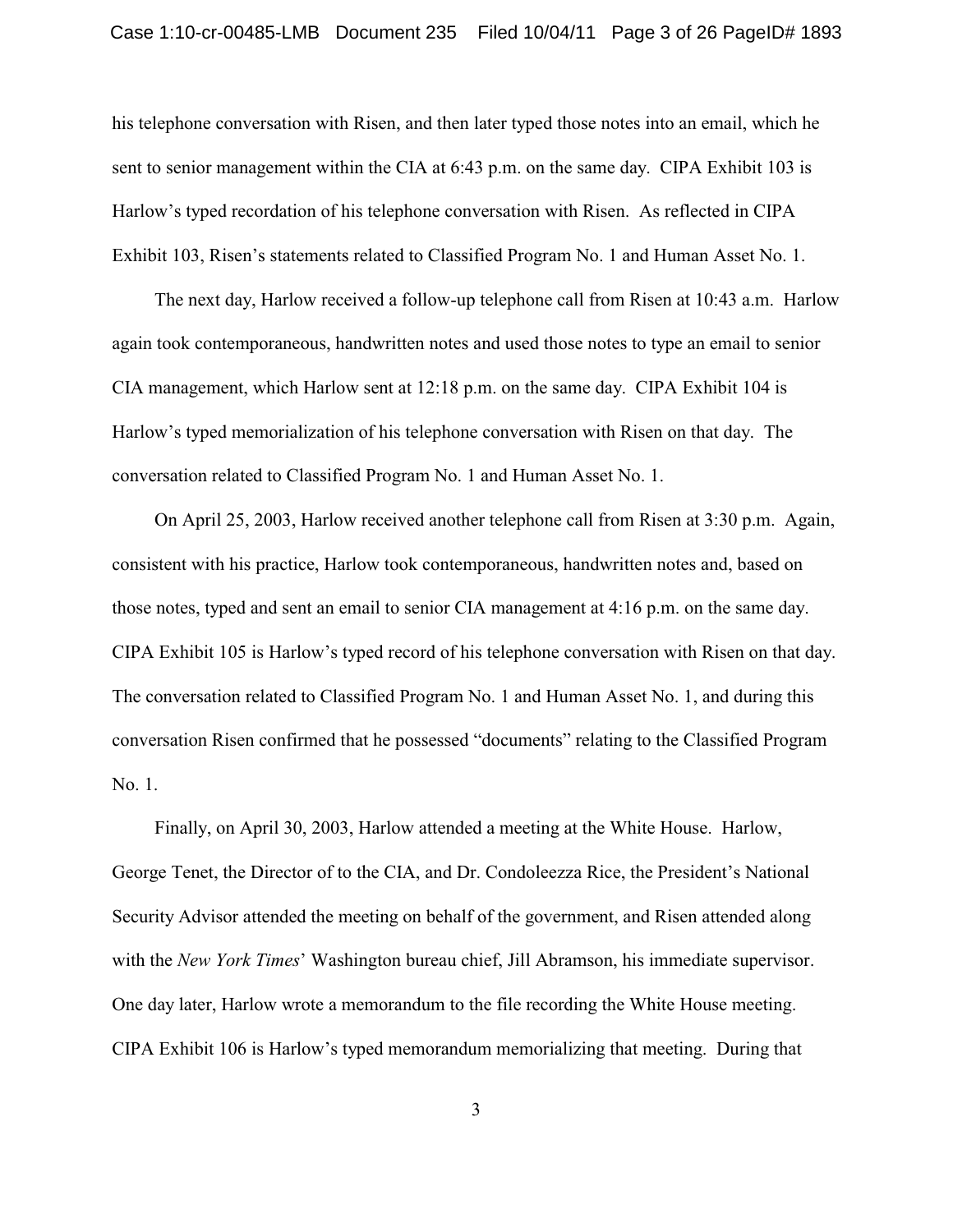his telephone conversation with Risen, and then later typed those notes into an email, which he sent to senior management within the CIA at 6:43 p.m. on the same day. CIPA Exhibit 103 is Harlow's typed recordation of his telephone conversation with Risen. As reflected in CIPA Exhibit 103, Risen's statements related to Classified Program No. 1 and Human Asset No. 1.

The next day, Harlow received a follow-up telephone call from Risen at 10:43 a.m. Harlow again took contemporaneous, handwritten notes and used those notes to type an email to senior CIA management, which Harlow sent at 12:18 p.m. on the same day. CIPA Exhibit 104 is Harlow's typed memorialization of his telephone conversation with Risen on that day. The conversation related to Classified Program No. 1 and Human Asset No. 1.

On April 25, 2003, Harlow received another telephone call from Risen at 3:30 p.m. Again, consistent with his practice, Harlow took contemporaneous, handwritten notes and, based on those notes, typed and sent an email to senior CIA management at 4:16 p.m. on the same day. CIPA Exhibit 105 is Harlow's typed record of his telephone conversation with Risen on that day. The conversation related to Classified Program No. 1 and Human Asset No. 1, and during this conversation Risen confirmed that he possessed "documents" relating to the Classified Program No. 1.

Finally, on April 30, 2003, Harlow attended a meeting at the White House. Harlow, George Tenet, the Director of to the CIA, and Dr. Condoleezza Rice, the President's National Security Advisor attended the meeting on behalf of the government, and Risen attended along with the *New York Times*' Washington bureau chief, Jill Abramson, his immediate supervisor. One day later, Harlow wrote a memorandum to the file recording the White House meeting. CIPA Exhibit 106 is Harlow's typed memorandum memorializing that meeting. During that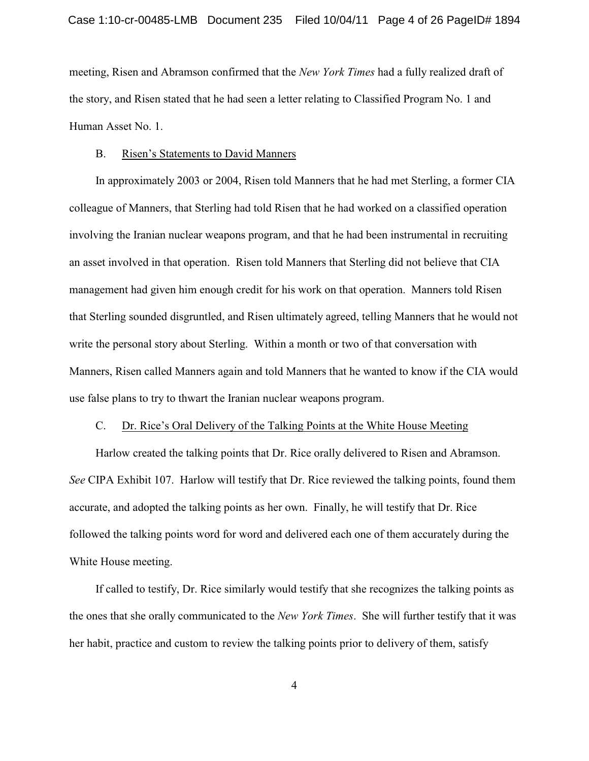meeting, Risen and Abramson confirmed that the *New York Times* had a fully realized draft of the story, and Risen stated that he had seen a letter relating to Classified Program No. 1 and Human Asset No. 1.

B. Risen's Statements to David Manners

In approximately 2003 or 2004, Risen told Manners that he had met Sterling, a former CIA colleague of Manners, that Sterling had told Risen that he had worked on a classified operation involving the Iranian nuclear weapons program, and that he had been instrumental in recruiting an asset involved in that operation. Risen told Manners that Sterling did not believe that CIA management had given him enough credit for his work on that operation. Manners told Risen that Sterling sounded disgruntled, and Risen ultimately agreed, telling Manners that he would not write the personal story about Sterling. Within a month or two of that conversation with Manners, Risen called Manners again and told Manners that he wanted to know if the CIA would use false plans to try to thwart the Iranian nuclear weapons program.

C. Dr. Rice's Oral Delivery of the Talking Points at the White House Meeting

Harlow created the talking points that Dr. Rice orally delivered to Risen and Abramson. *See* CIPA Exhibit 107. Harlow will testify that Dr. Rice reviewed the talking points, found them accurate, and adopted the talking points as her own. Finally, he will testify that Dr. Rice followed the talking points word for word and delivered each one of them accurately during the White House meeting.

If called to testify, Dr. Rice similarly would testify that she recognizes the talking points as the ones that she orally communicated to the *New York Times*. She will further testify that it was her habit, practice and custom to review the talking points prior to delivery of them, satisfy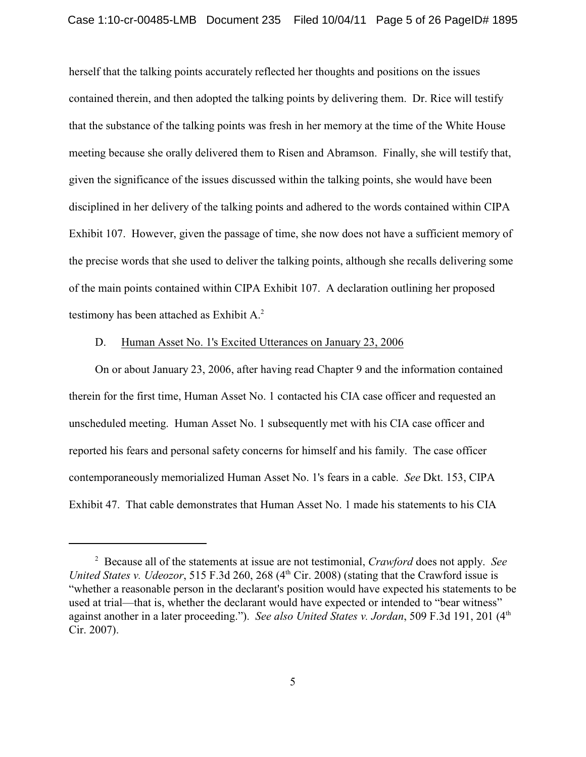herself that the talking points accurately reflected her thoughts and positions on the issues contained therein, and then adopted the talking points by delivering them. Dr. Rice will testify that the substance of the talking points was fresh in her memory at the time of the White House meeting because she orally delivered them to Risen and Abramson. Finally, she will testify that, given the significance of the issues discussed within the talking points, she would have been disciplined in her delivery of the talking points and adhered to the words contained within CIPA Exhibit 107. However, given the passage of time, she now does not have a sufficient memory of the precise words that she used to deliver the talking points, although she recalls delivering some of the main points contained within CIPA Exhibit 107. A declaration outlining her proposed testimony has been attached as Exhibit A.[2]

D. Human Asset No. 1's Excited Utterances on January 23, 2006

On or about January 23, 2006, after having read Chapter 9 and the information contained therein for the first time, Human Asset No. 1 contacted his CIA case officer and requested an unscheduled meeting. Human Asset No. 1 subsequently met with his CIA case officer and reported his fears and personal safety concerns for himself and his family. The case officer contemporaneously memorialized Human Asset No. 1's fears in a cable. *See* Dkt. 153, CIPA Exhibit 47. That cable demonstrates that Human Asset No. 1 made his statements to his CIA

---

[2] Because all of the statements at issue are not testimonial, *Crawford* does not apply. *See United States v. Udeozor*, 515 F.3d 260, 268 (4th Cir. 2008) (stating that the Crawford issue is "whether a reasonable person in the declarant's position would have expected his statements to be used at trial—that is, whether the declarant would have expected or intended to "bear witness" against another in a later proceeding."). *See also United States v. Jordan*, 509 F.3d 191, 201 (4th Cir. 2007).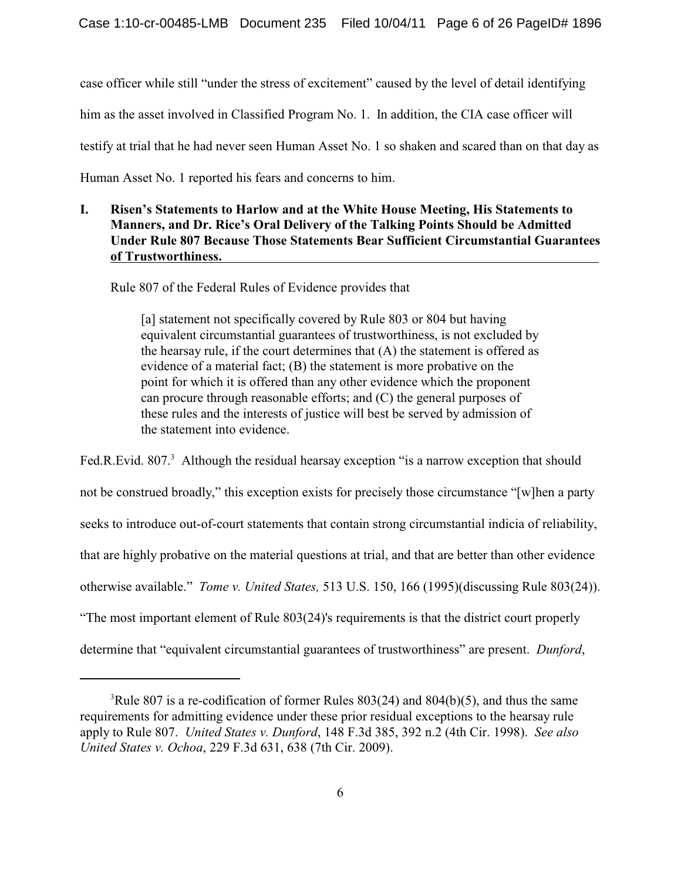case officer while still "under the stress of excitement" caused by the level of detail identifying him as the asset involved in Classified Program No. 1. In addition, the CIA case officer will testify at trial that he had never seen Human Asset No. 1 so shaken and scared than on that day as Human Asset No. 1 reported his fears and concerns to him.

**I. Risen's Statements to Harlow and at the White House Meeting, His Statements to Manners, and Dr. Rice's Oral Delivery of the Talking Points Should be Admitted Under Rule 807 Because Those Statements Bear Sufficient Circumstantial Guarantees of Trustworthiness.**

Rule 807 of the Federal Rules of Evidence provides that

> [a] statement not specifically covered by Rule 803 or 804 but having equivalent circumstantial guarantees of trustworthiness, is not excluded by the hearsay rule, if the court determines that (A) the statement is offered as evidence of a material fact; (B) the statement is more probative on the point for which it is offered than any other evidence which the proponent can procure through reasonable efforts; and (C) the general purposes of these rules and the interests of justice will best be served by admission of the statement into evidence.

Fed.R.Evid. 807.[3] Although the residual hearsay exception "is a narrow exception that should not be construed broadly," this exception exists for precisely those circumstance "[w]hen a party seeks to introduce out-of-court statements that contain strong circumstantial indicia of reliability, that are highly probative on the material questions at trial, and that are better than other evidence otherwise available." *Tome v. United States,* 513 U.S. 150, 166 (1995)(discussing Rule 803(24)). "The most important element of Rule 803(24)'s requirements is that the district court properly determine that "equivalent circumstantial guarantees of trustworthiness" are present. *Dunford*,

---

[3] Rule 807 is a re-codification of former Rules 803(24) and 804(b)(5), and thus the same requirements for admitting evidence under these prior residual exceptions to the hearsay rule apply to Rule 807. *United States v. Dunford*, 148 F.3d 385, 392 n.2 (4th Cir. 1998). *See also United States v. Ochoa*, 229 F.3d 631, 638 (7th Cir. 2009).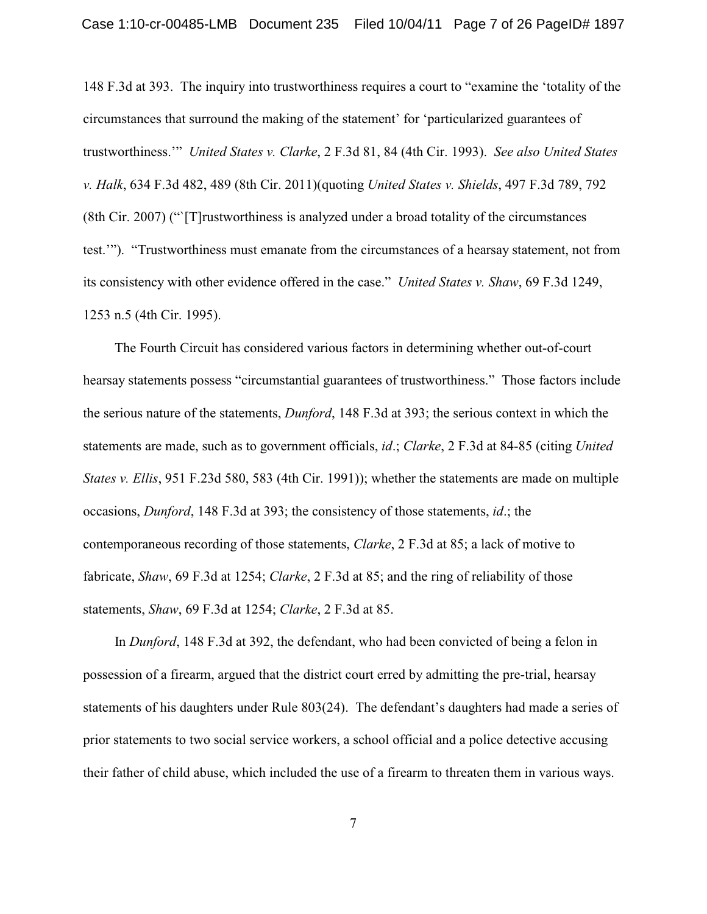148 F.3d at 393. The inquiry into trustworthiness requires a court to "examine the 'totality of the circumstances that surround the making of the statement' for 'particularized guarantees of trustworthiness.'" *United States v. Clarke*, 2 F.3d 81, 84 (4th Cir. 1993). *See also United States v. Halk*, 634 F.3d 482, 489 (8th Cir. 2011)(quoting *United States v. Shields*, 497 F.3d 789, 792 (8th Cir. 2007) ("`[T]rustworthiness is analyzed under a broad totality of the circumstances test.'"). "Trustworthiness must emanate from the circumstances of a hearsay statement, not from its consistency with other evidence offered in the case." *United States v. Shaw*, 69 F.3d 1249, 1253 n.5 (4th Cir. 1995).

The Fourth Circuit has considered various factors in determining whether out-of-court hearsay statements possess "circumstantial guarantees of trustworthiness." Those factors include the serious nature of the statements, *Dunford*, 148 F.3d at 393; the serious context in which the statements are made, such as to government officials, *id*.; *Clarke*, 2 F.3d at 84-85 (citing *United States v. Ellis*, 951 F.23d 580, 583 (4th Cir. 1991)); whether the statements are made on multiple occasions, *Dunford*, 148 F.3d at 393; the consistency of those statements, *id*.; the contemporaneous recording of those statements, *Clarke*, 2 F.3d at 85; a lack of motive to fabricate, *Shaw*, 69 F.3d at 1254; *Clarke*, 2 F.3d at 85; and the ring of reliability of those statements, *Shaw*, 69 F.3d at 1254; *Clarke*, 2 F.3d at 85.

In *Dunford*, 148 F.3d at 392, the defendant, who had been convicted of being a felon in possession of a firearm, argued that the district court erred by admitting the pre-trial, hearsay statements of his daughters under Rule 803(24). The defendant's daughters had made a series of prior statements to two social service workers, a school official and a police detective accusing their father of child abuse, which included the use of a firearm to threaten them in various ways.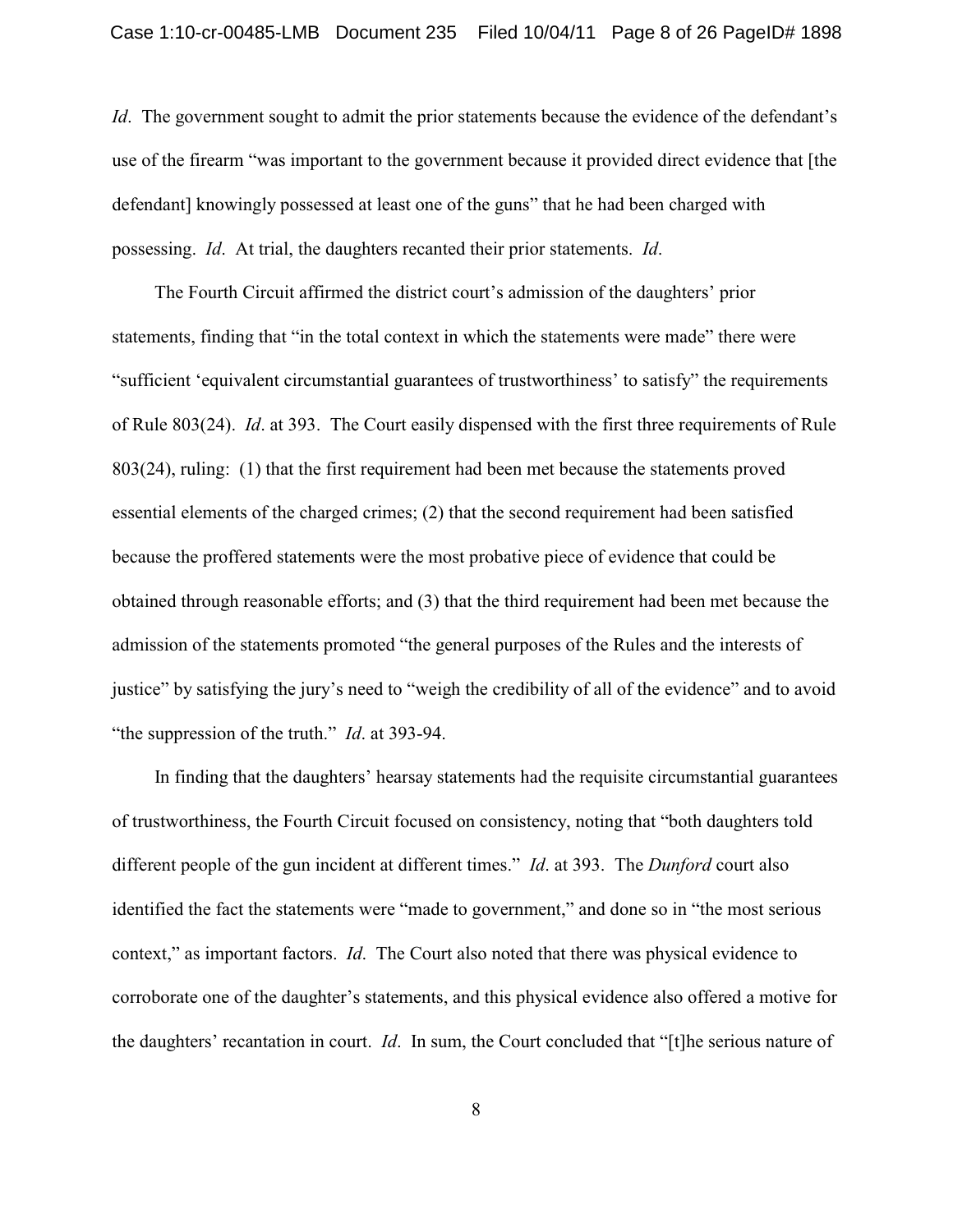*Id*. The government sought to admit the prior statements because the evidence of the defendant's use of the firearm "was important to the government because it provided direct evidence that [the defendant] knowingly possessed at least one of the guns" that he had been charged with possessing. *Id*. At trial, the daughters recanted their prior statements. *Id*.

The Fourth Circuit affirmed the district court's admission of the daughters' prior statements, finding that "in the total context in which the statements were made" there were "sufficient 'equivalent circumstantial guarantees of trustworthiness' to satisfy" the requirements of Rule 803(24). *Id*. at 393. The Court easily dispensed with the first three requirements of Rule 803(24), ruling: (1) that the first requirement had been met because the statements proved essential elements of the charged crimes; (2) that the second requirement had been satisfied because the proffered statements were the most probative piece of evidence that could be obtained through reasonable efforts; and (3) that the third requirement had been met because the admission of the statements promoted "the general purposes of the Rules and the interests of justice" by satisfying the jury's need to "weigh the credibility of all of the evidence" and to avoid "the suppression of the truth." *Id*. at 393-94.

In finding that the daughters' hearsay statements had the requisite circumstantial guarantees of trustworthiness, the Fourth Circuit focused on consistency, noting that "both daughters told different people of the gun incident at different times." *Id*. at 393. The *Dunford* court also identified the fact the statements were "made to government," and done so in "the most serious context," as important factors. *Id*. The Court also noted that there was physical evidence to corroborate one of the daughter's statements, and this physical evidence also offered a motive for the daughters' recantation in court. *Id*. In sum, the Court concluded that "[t]he serious nature of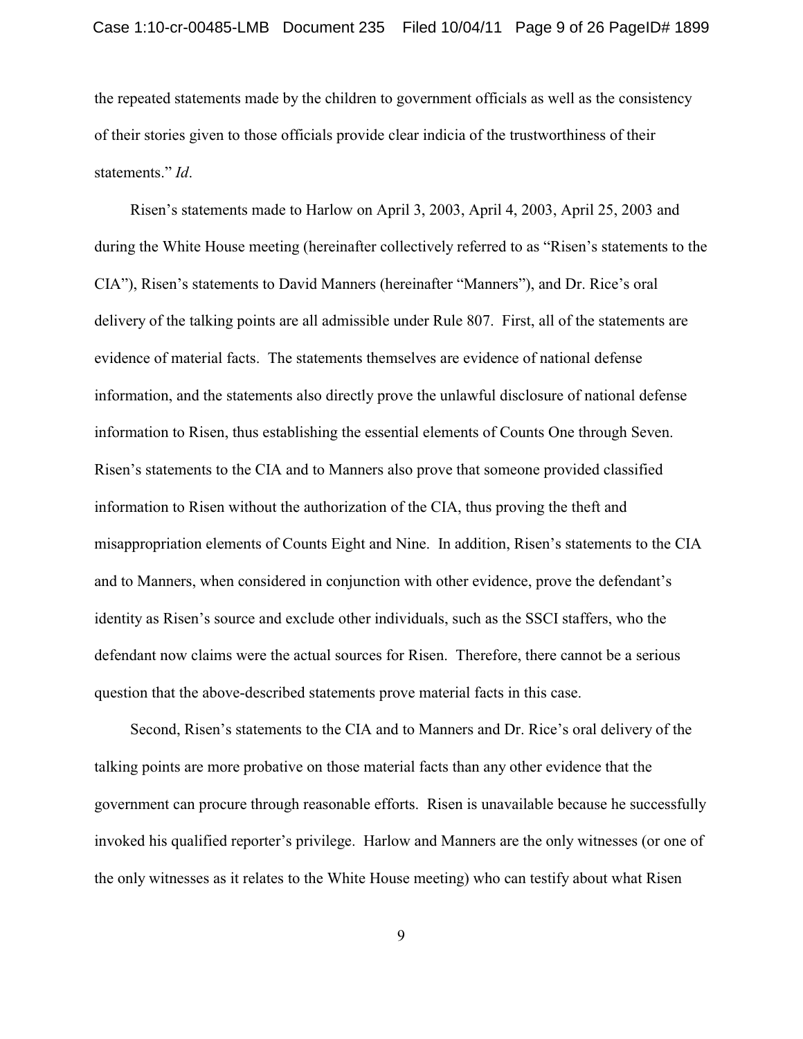the repeated statements made by the children to government officials as well as the consistency of their stories given to those officials provide clear indicia of the trustworthiness of their statements." *Id*.

Risen's statements made to Harlow on April 3, 2003, April 4, 2003, April 25, 2003 and during the White House meeting (hereinafter collectively referred to as "Risen's statements to the CIA"), Risen's statements to David Manners (hereinafter "Manners"), and Dr. Rice's oral delivery of the talking points are all admissible under Rule 807. First, all of the statements are evidence of material facts. The statements themselves are evidence of national defense information, and the statements also directly prove the unlawful disclosure of national defense information to Risen, thus establishing the essential elements of Counts One through Seven. Risen's statements to the CIA and to Manners also prove that someone provided classified information to Risen without the authorization of the CIA, thus proving the theft and misappropriation elements of Counts Eight and Nine. In addition, Risen's statements to the CIA and to Manners, when considered in conjunction with other evidence, prove the defendant's identity as Risen's source and exclude other individuals, such as the SSCI staffers, who the defendant now claims were the actual sources for Risen. Therefore, there cannot be a serious question that the above-described statements prove material facts in this case.

Second, Risen's statements to the CIA and to Manners and Dr. Rice's oral delivery of the talking points are more probative on those material facts than any other evidence that the government can procure through reasonable efforts. Risen is unavailable because he successfully invoked his qualified reporter's privilege. Harlow and Manners are the only witnesses (or one of the only witnesses as it relates to the White House meeting) who can testify about what Risen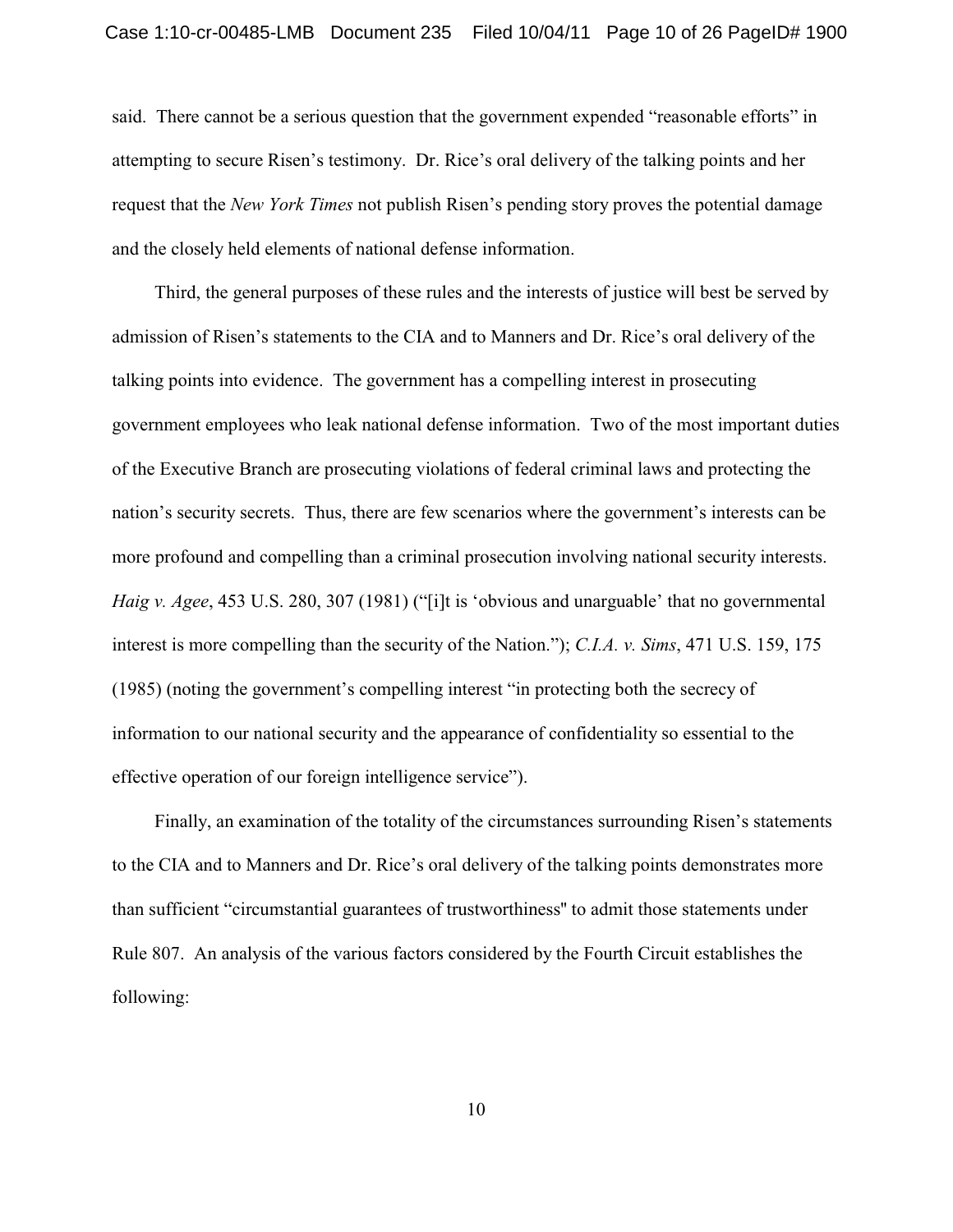said. There cannot be a serious question that the government expended "reasonable efforts" in attempting to secure Risen's testimony. Dr. Rice's oral delivery of the talking points and her request that the *New York Times* not publish Risen's pending story proves the potential damage and the closely held elements of national defense information.

Third, the general purposes of these rules and the interests of justice will best be served by admission of Risen's statements to the CIA and to Manners and Dr. Rice's oral delivery of the talking points into evidence. The government has a compelling interest in prosecuting government employees who leak national defense information. Two of the most important duties of the Executive Branch are prosecuting violations of federal criminal laws and protecting the nation's security secrets. Thus, there are few scenarios where the government's interests can be more profound and compelling than a criminal prosecution involving national security interests. *Haig v. Agee*, 453 U.S. 280, 307 (1981) ("[i]t is 'obvious and unarguable' that no governmental interest is more compelling than the security of the Nation."); *C.I.A. v. Sims*, 471 U.S. 159, 175 (1985) (noting the government's compelling interest "in protecting both the secrecy of information to our national security and the appearance of confidentiality so essential to the effective operation of our foreign intelligence service").

Finally, an examination of the totality of the circumstances surrounding Risen's statements to the CIA and to Manners and Dr. Rice's oral delivery of the talking points demonstrates more than sufficient "circumstantial guarantees of trustworthiness" to admit those statements under Rule 807. An analysis of the various factors considered by the Fourth Circuit establishes the following: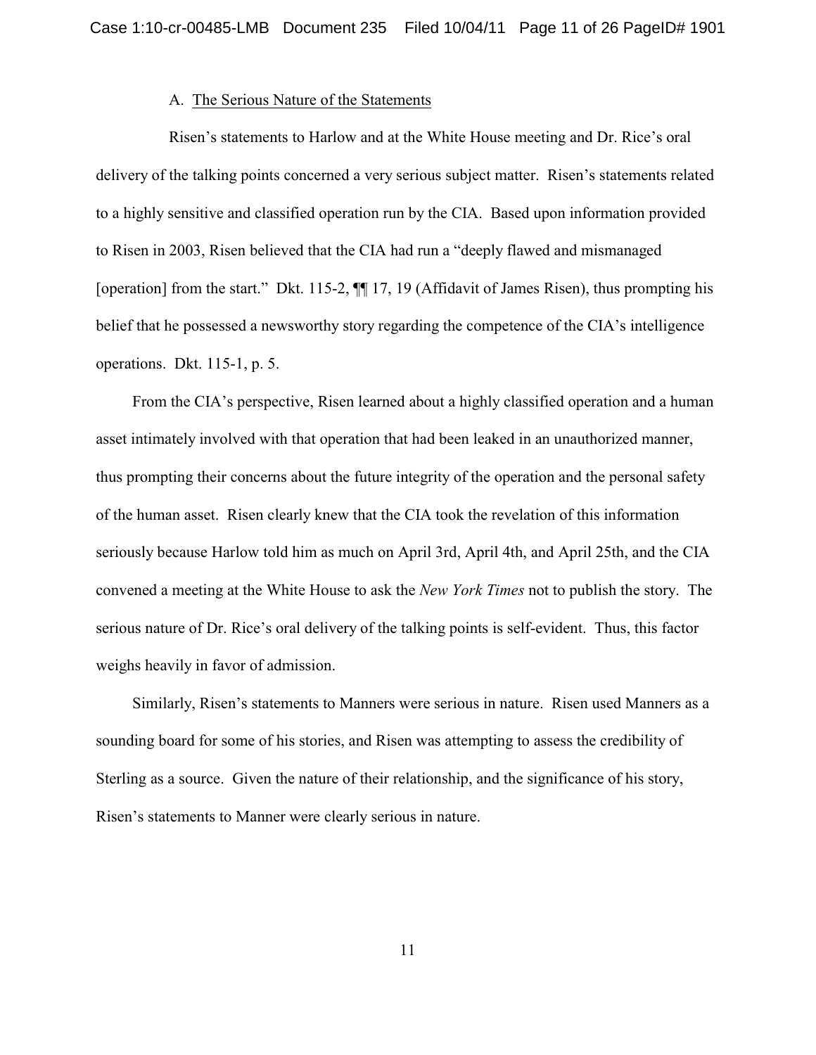A. <u>The Serious Nature of the Statements</u>

Risen's statements to Harlow and at the White House meeting and Dr. Rice's oral delivery of the talking points concerned a very serious subject matter. Risen's statements related to a highly sensitive and classified operation run by the CIA. Based upon information provided to Risen in 2003, Risen believed that the CIA had run a "deeply flawed and mismanaged [operation] from the start." Dkt. 115-2, ¶¶ 17, 19 (Affidavit of James Risen), thus prompting his belief that he possessed a newsworthy story regarding the competence of the CIA's intelligence operations. Dkt. 115-1, p. 5.

From the CIA's perspective, Risen learned about a highly classified operation and a human asset intimately involved with that operation that had been leaked in an unauthorized manner, thus prompting their concerns about the future integrity of the operation and the personal safety of the human asset. Risen clearly knew that the CIA took the revelation of this information seriously because Harlow told him as much on April 3rd, April 4th, and April 25th, and the CIA convened a meeting at the White House to ask the *New York Times* not to publish the story. The serious nature of Dr. Rice's oral delivery of the talking points is self-evident. Thus, this factor weighs heavily in favor of admission.

Similarly, Risen's statements to Manners were serious in nature. Risen used Manners as a sounding board for some of his stories, and Risen was attempting to assess the credibility of Sterling as a source. Given the nature of their relationship, and the significance of his story, Risen's statements to Manner were clearly serious in nature.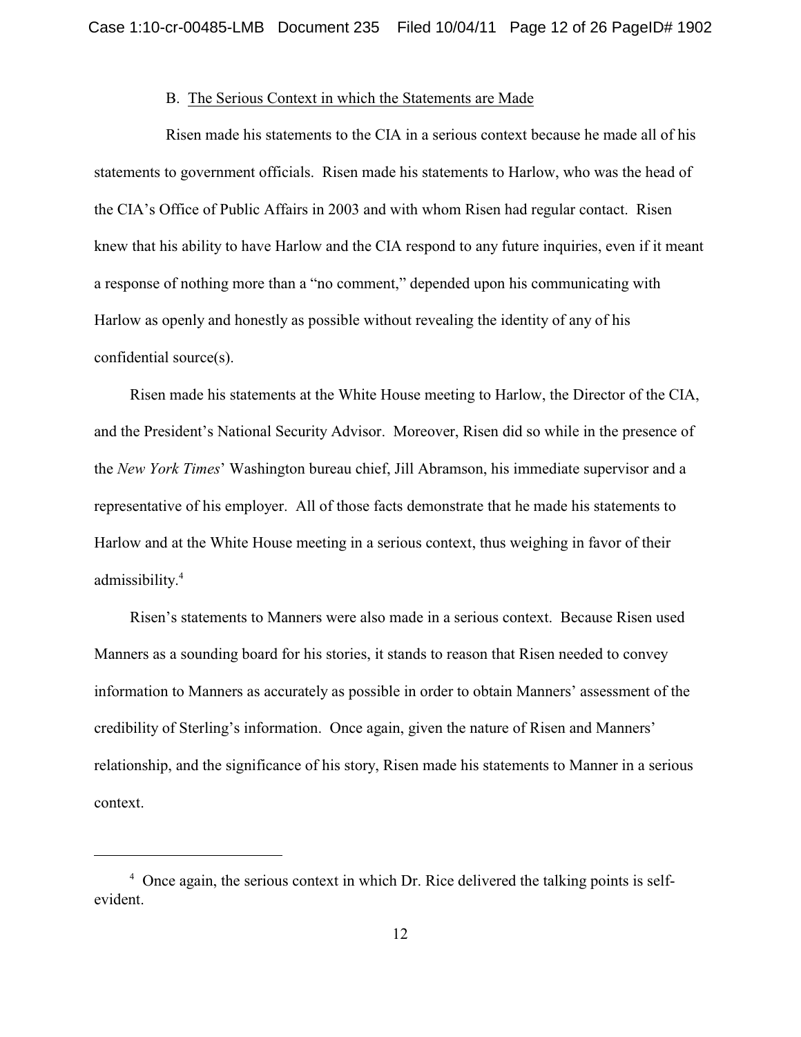B. <u>The Serious Context in which the Statements are Made</u>

Risen made his statements to the CIA in a serious context because he made all of his statements to government officials. Risen made his statements to Harlow, who was the head of the CIA's Office of Public Affairs in 2003 and with whom Risen had regular contact. Risen knew that his ability to have Harlow and the CIA respond to any future inquiries, even if it meant a response of nothing more than a "no comment," depended upon his communicating with Harlow as openly and honestly as possible without revealing the identity of any of his confidential source(s).

Risen made his statements at the White House meeting to Harlow, the Director of the CIA, and the President's National Security Advisor. Moreover, Risen did so while in the presence of the *New York Times*' Washington bureau chief, Jill Abramson, his immediate supervisor and a representative of his employer. All of those facts demonstrate that he made his statements to Harlow and at the White House meeting in a serious context, thus weighing in favor of their admissibility.[4]

Risen's statements to Manners were also made in a serious context. Because Risen used Manners as a sounding board for his stories, it stands to reason that Risen needed to convey information to Manners as accurately as possible in order to obtain Manners' assessment of the credibility of Sterling's information. Once again, given the nature of Risen and Manners' relationship, and the significance of his story, Risen made his statements to Manner in a serious context.

---

[4] Once again, the serious context in which Dr. Rice delivered the talking points is self-evident.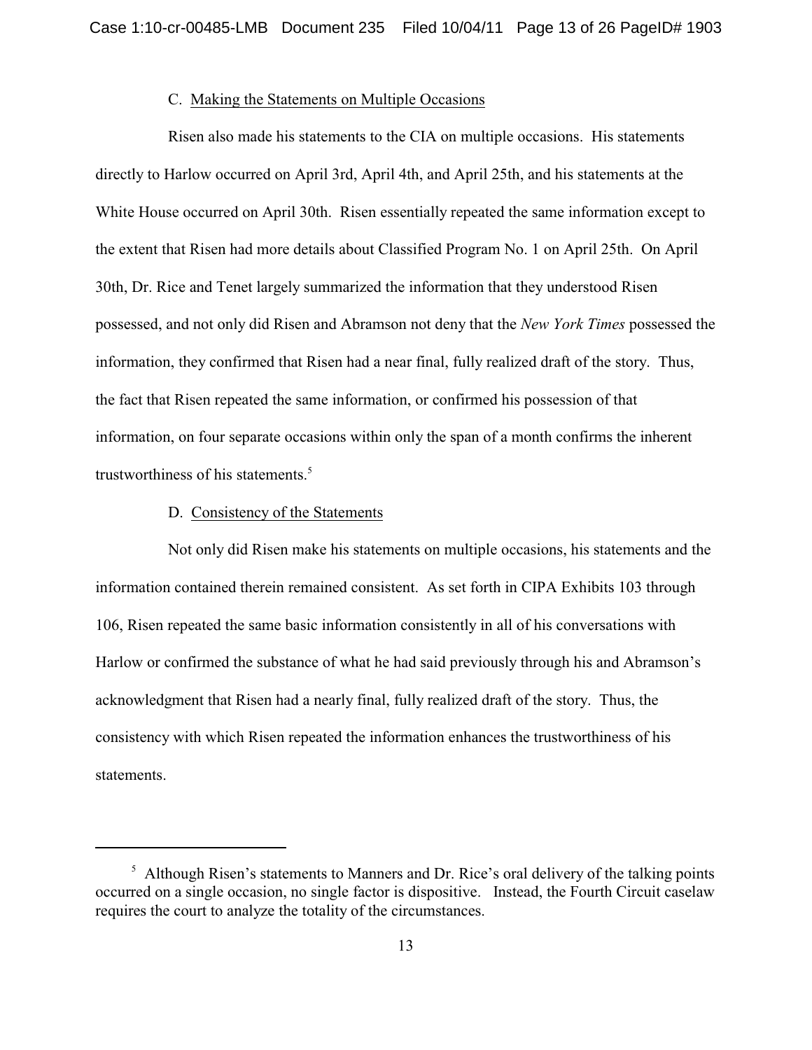### C. Making the Statements on Multiple Occasions

Risen also made his statements to the CIA on multiple occasions. His statements directly to Harlow occurred on April 3rd, April 4th, and April 25th, and his statements at the White House occurred on April 30th. Risen essentially repeated the same information except to the extent that Risen had more details about Classified Program No. 1 on April 25th. On April 30th, Dr. Rice and Tenet largely summarized the information that they understood Risen possessed, and not only did Risen and Abramson not deny that the *New York Times* possessed the information, they confirmed that Risen had a near final, fully realized draft of the story. Thus, the fact that Risen repeated the same information, or confirmed his possession of that information, on four separate occasions within only the span of a month confirms the inherent trustworthiness of his statements.[5]

### D. Consistency of the Statements

Not only did Risen make his statements on multiple occasions, his statements and the information contained therein remained consistent. As set forth in CIPA Exhibits 103 through 106, Risen repeated the same basic information consistently in all of his conversations with Harlow or confirmed the substance of what he had said previously through his and Abramson's acknowledgment that Risen had a nearly final, fully realized draft of the story. Thus, the consistency with which Risen repeated the information enhances the trustworthiness of his statements.

---

[5] Although Risen's statements to Manners and Dr. Rice's oral delivery of the talking points occurred on a single occasion, no single factor is dispositive. Instead, the Fourth Circuit caselaw requires the court to analyze the totality of the circumstances.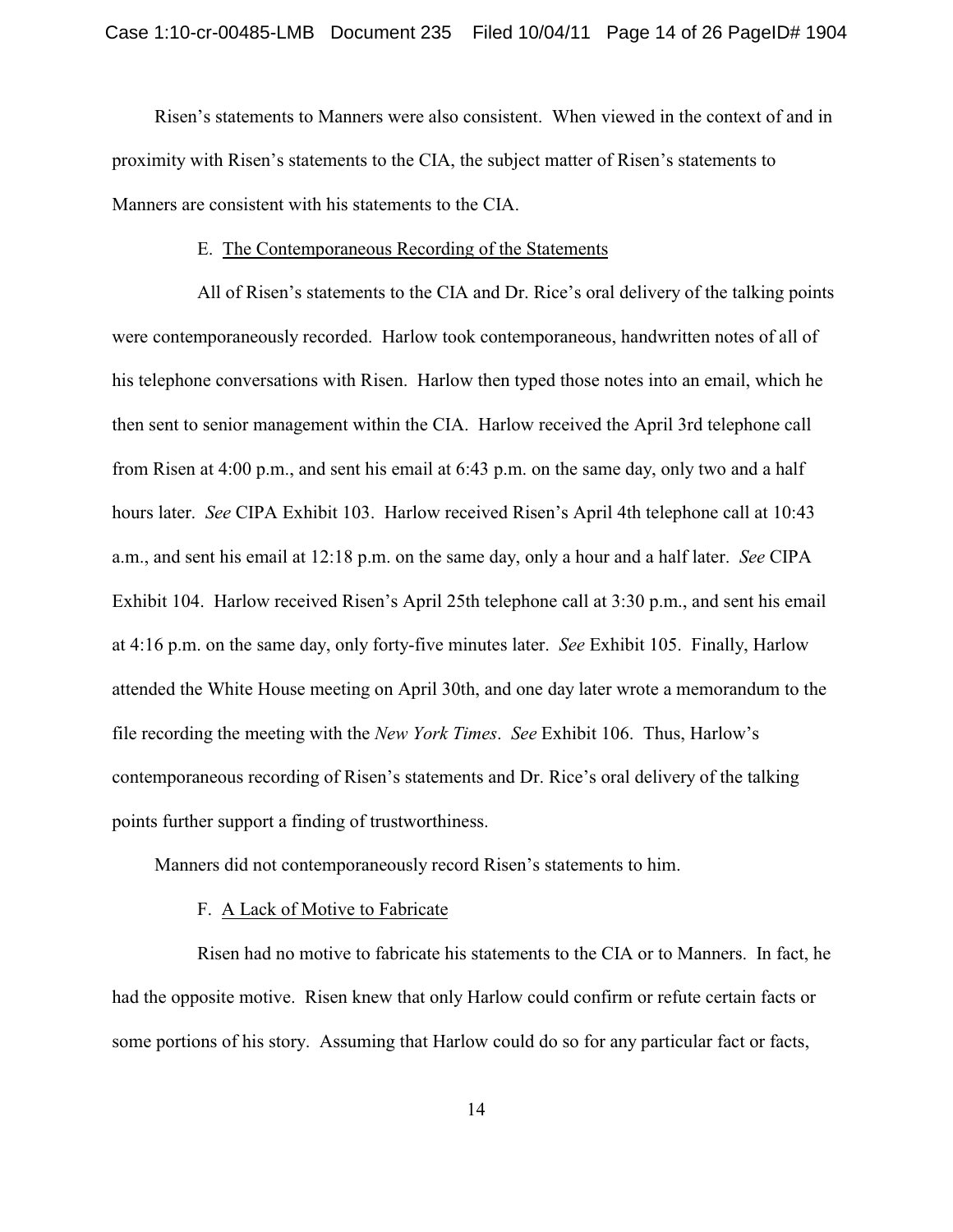Risen's statements to Manners were also consistent. When viewed in the context of and in proximity with Risen's statements to the CIA, the subject matter of Risen's statements to Manners are consistent with his statements to the CIA.

E. The Contemporaneous Recording of the Statements

All of Risen's statements to the CIA and Dr. Rice's oral delivery of the talking points were contemporaneously recorded. Harlow took contemporaneous, handwritten notes of all of his telephone conversations with Risen. Harlow then typed those notes into an email, which he then sent to senior management within the CIA. Harlow received the April 3rd telephone call from Risen at 4:00 p.m., and sent his email at 6:43 p.m. on the same day, only two and a half hours later. *See* CIPA Exhibit 103. Harlow received Risen's April 4th telephone call at 10:43 a.m., and sent his email at 12:18 p.m. on the same day, only a hour and a half later. *See* CIPA Exhibit 104. Harlow received Risen's April 25th telephone call at 3:30 p.m., and sent his email at 4:16 p.m. on the same day, only forty-five minutes later. *See* Exhibit 105. Finally, Harlow attended the White House meeting on April 30th, and one day later wrote a memorandum to the file recording the meeting with the *New York Times*. *See* Exhibit 106. Thus, Harlow's contemporaneous recording of Risen's statements and Dr. Rice's oral delivery of the talking points further support a finding of trustworthiness.

Manners did not contemporaneously record Risen's statements to him.

F. A Lack of Motive to Fabricate

Risen had no motive to fabricate his statements to the CIA or to Manners. In fact, he had the opposite motive. Risen knew that only Harlow could confirm or refute certain facts or some portions of his story. Assuming that Harlow could do so for any particular fact or facts,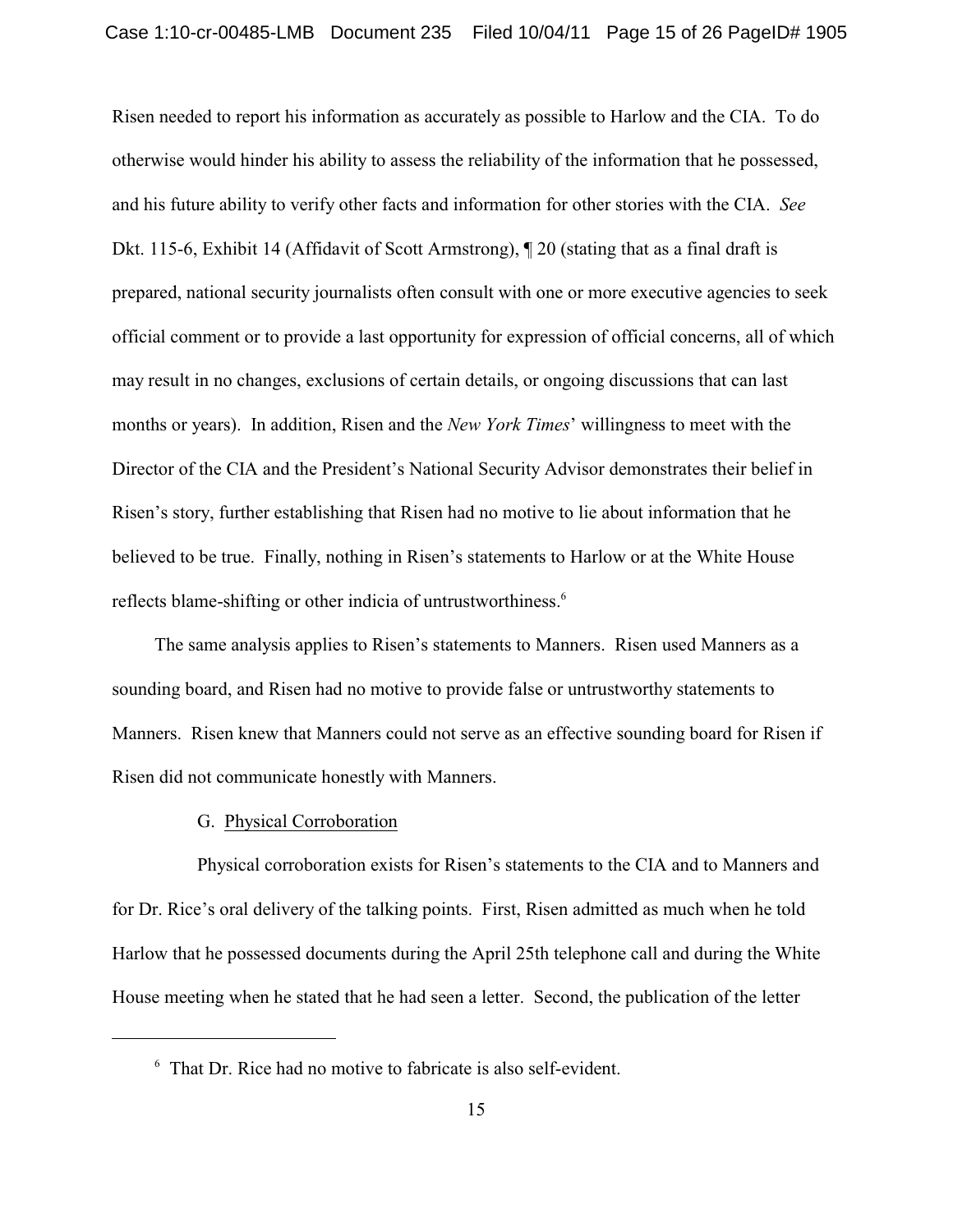Risen needed to report his information as accurately as possible to Harlow and the CIA. To do otherwise would hinder his ability to assess the reliability of the information that he possessed, and his future ability to verify other facts and information for other stories with the CIA. *See* Dkt. 115-6, Exhibit 14 (Affidavit of Scott Armstrong), ¶ 20 (stating that as a final draft is prepared, national security journalists often consult with one or more executive agencies to seek official comment or to provide a last opportunity for expression of official concerns, all of which may result in no changes, exclusions of certain details, or ongoing discussions that can last months or years). In addition, Risen and the *New York Times*' willingness to meet with the Director of the CIA and the President's National Security Advisor demonstrates their belief in Risen's story, further establishing that Risen had no motive to lie about information that he believed to be true. Finally, nothing in Risen's statements to Harlow or at the White House reflects blame-shifting or other indicia of untrustworthiness.[6]

The same analysis applies to Risen's statements to Manners. Risen used Manners as a sounding board, and Risen had no motive to provide false or untrustworthy statements to Manners. Risen knew that Manners could not serve as an effective sounding board for Risen if Risen did not communicate honestly with Manners.

### G. Physical Corroboration

Physical corroboration exists for Risen's statements to the CIA and to Manners and for Dr. Rice's oral delivery of the talking points. First, Risen admitted as much when he told Harlow that he possessed documents during the April 25th telephone call and during the White House meeting when he stated that he had seen a letter. Second, the publication of the letter

[6] That Dr. Rice had no motive to fabricate is also self-evident.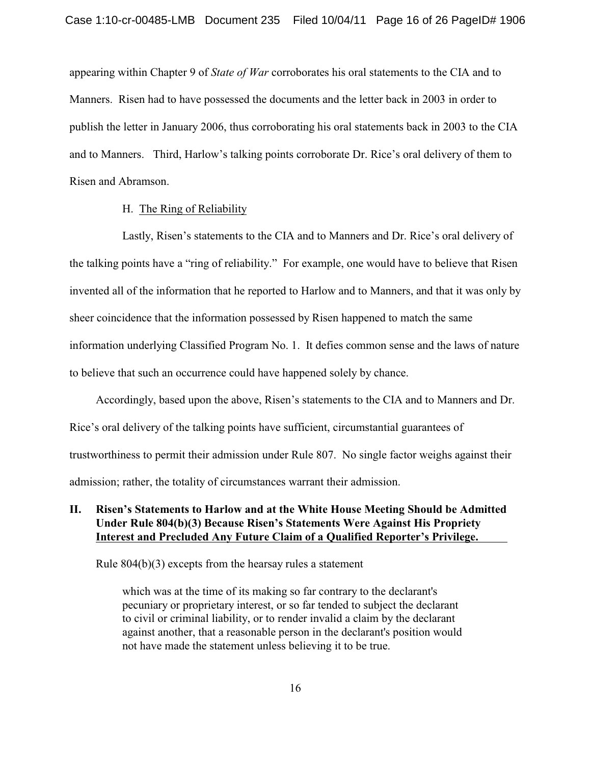appearing within Chapter 9 of *State of War* corroborates his oral statements to the CIA and to Manners. Risen had to have possessed the documents and the letter back in 2003 in order to publish the letter in January 2006, thus corroborating his oral statements back in 2003 to the CIA and to Manners. Third, Harlow's talking points corroborate Dr. Rice's oral delivery of them to Risen and Abramson.

### H. The Ring of Reliability

Lastly, Risen's statements to the CIA and to Manners and Dr. Rice's oral delivery of the talking points have a "ring of reliability." For example, one would have to believe that Risen invented all of the information that he reported to Harlow and to Manners, and that it was only by sheer coincidence that the information possessed by Risen happened to match the same information underlying Classified Program No. 1. It defies common sense and the laws of nature to believe that such an occurrence could have happened solely by chance.

Accordingly, based upon the above, Risen's statements to the CIA and to Manners and Dr. Rice's oral delivery of the talking points have sufficient, circumstantial guarantees of trustworthiness to permit their admission under Rule 807. No single factor weighs against their admission; rather, the totality of circumstances warrant their admission.

## II. Risen's Statements to Harlow and at the White House Meeting Should be Admitted Under Rule 804(b)(3) Because Risen's Statements Were Against His Propriety Interest and Precluded Any Future Claim of a Qualified Reporter's Privilege.

Rule 804(b)(3) excepts from the hearsay rules a statement

> which was at the time of its making so far contrary to the declarant's pecuniary or proprietary interest, or so far tended to subject the declarant to civil or criminal liability, or to render invalid a claim by the declarant against another, that a reasonable person in the declarant's position would not have made the statement unless believing it to be true.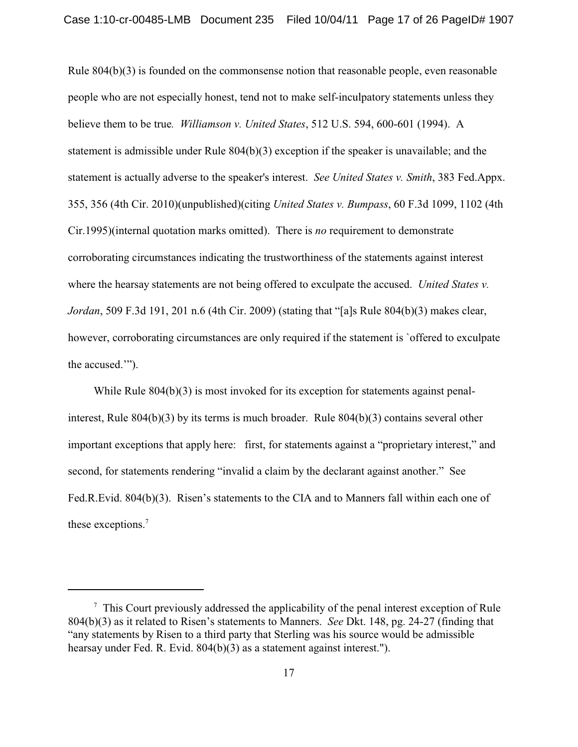Rule 804(b)(3) is founded on the commonsense notion that reasonable people, even reasonable people who are not especially honest, tend not to make self-inculpatory statements unless they believe them to be true*.* *Williamson v. United States*, 512 U.S. 594, 600-601 (1994). A statement is admissible under Rule 804(b)(3) exception if the speaker is unavailable; and the statement is actually adverse to the speaker's interest. *See United States v. Smith*, 383 Fed.Appx. 355, 356 (4th Cir. 2010)(unpublished)(citing *United States v. Bumpass*, 60 F.3d 1099, 1102 (4th Cir.1995)(internal quotation marks omitted). There is *no* requirement to demonstrate corroborating circumstances indicating the trustworthiness of the statements against interest where the hearsay statements are not being offered to exculpate the accused. *United States v. Jordan*, 509 F.3d 191, 201 n.6 (4th Cir. 2009) (stating that "[a]s Rule 804(b)(3) makes clear, however, corroborating circumstances are only required if the statement is `offered to exculpate the accused.'").

While Rule 804(b)(3) is most invoked for its exception for statements against penal-interest, Rule 804(b)(3) by its terms is much broader. Rule 804(b)(3) contains several other important exceptions that apply here: first, for statements against a "proprietary interest," and second, for statements rendering "invalid a claim by the declarant against another." See Fed.R.Evid. 804(b)(3). Risen's statements to the CIA and to Manners fall within each one of these exceptions.[7]

---

[7] This Court previously addressed the applicability of the penal interest exception of Rule 804(b)(3) as it related to Risen's statements to Manners. *See* Dkt. 148, pg. 24-27 (finding that "any statements by Risen to a third party that Sterling was his source would be admissible hearsay under Fed. R. Evid. 804(b)(3) as a statement against interest.").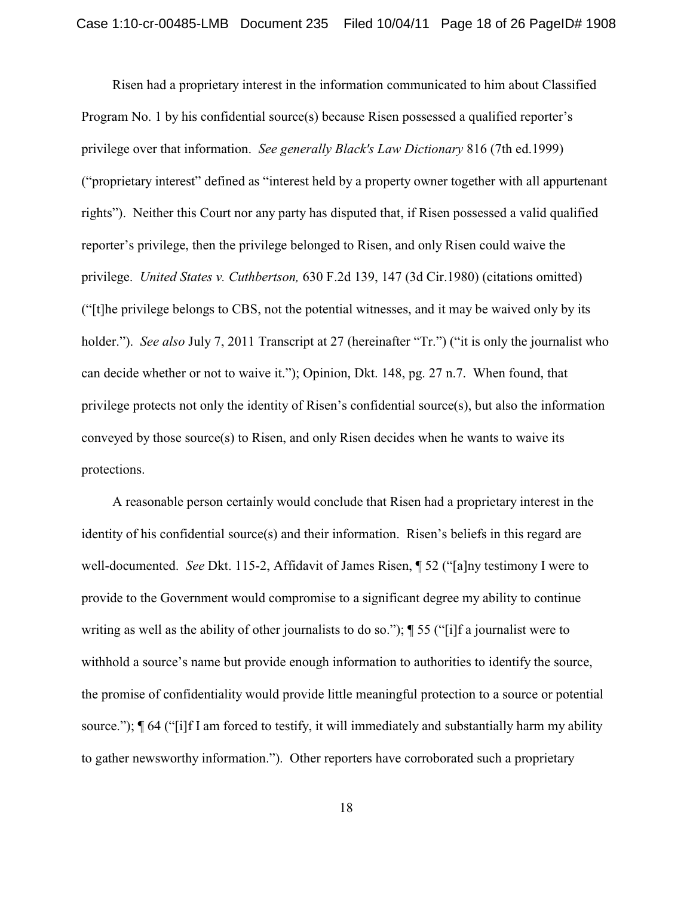Risen had a proprietary interest in the information communicated to him about Classified Program No. 1 by his confidential source(s) because Risen possessed a qualified reporter's privilege over that information. *See generally Black's Law Dictionary* 816 (7th ed.1999) ("proprietary interest" defined as "interest held by a property owner together with all appurtenant rights"). Neither this Court nor any party has disputed that, if Risen possessed a valid qualified reporter's privilege, then the privilege belonged to Risen, and only Risen could waive the privilege. *United States v. Cuthbertson,* 630 F.2d 139, 147 (3d Cir.1980) (citations omitted) ("[t]he privilege belongs to CBS, not the potential witnesses, and it may be waived only by its holder."). *See also* July 7, 2011 Transcript at 27 (hereinafter "Tr.") ("it is only the journalist who can decide whether or not to waive it."); Opinion, Dkt. 148, pg. 27 n.7. When found, that privilege protects not only the identity of Risen's confidential source(s), but also the information conveyed by those source(s) to Risen, and only Risen decides when he wants to waive its protections.

A reasonable person certainly would conclude that Risen had a proprietary interest in the identity of his confidential source(s) and their information. Risen's beliefs in this regard are well-documented. *See* Dkt. 115-2, Affidavit of James Risen, ¶ 52 ("[a]ny testimony I were to provide to the Government would compromise to a significant degree my ability to continue writing as well as the ability of other journalists to do so."); ¶ 55 ("[i]f a journalist were to withhold a source's name but provide enough information to authorities to identify the source, the promise of confidentiality would provide little meaningful protection to a source or potential source."); ¶ 64 ("[i]f I am forced to testify, it will immediately and substantially harm my ability to gather newsworthy information."). Other reporters have corroborated such a proprietary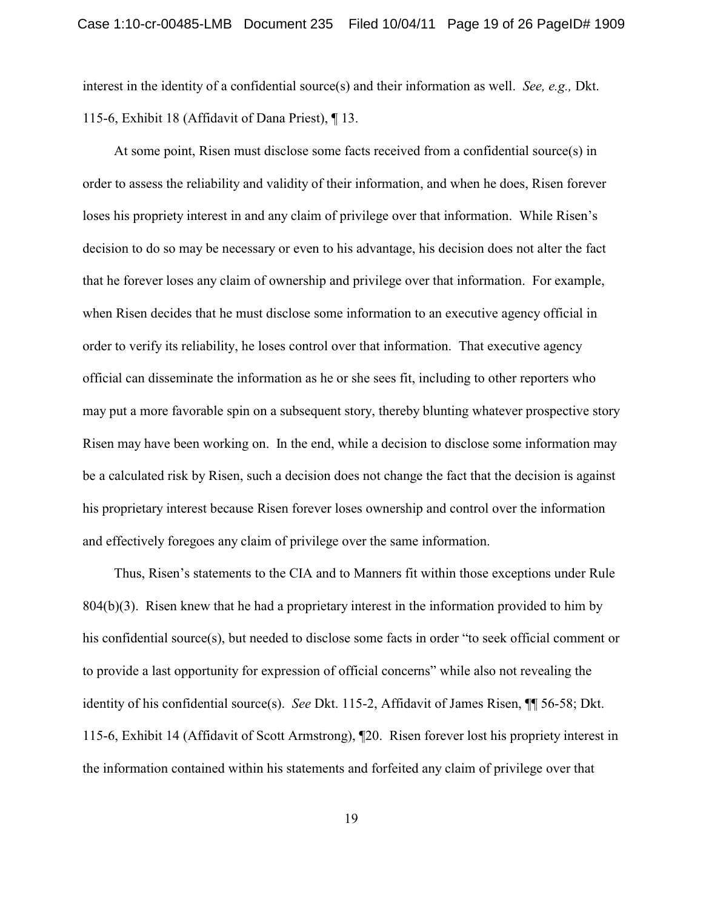interest in the identity of a confidential source(s) and their information as well. *See, e.g.,* Dkt. 115-6, Exhibit 18 (Affidavit of Dana Priest), ¶ 13.

At some point, Risen must disclose some facts received from a confidential source(s) in order to assess the reliability and validity of their information, and when he does, Risen forever loses his propriety interest in and any claim of privilege over that information. While Risen's decision to do so may be necessary or even to his advantage, his decision does not alter the fact that he forever loses any claim of ownership and privilege over that information. For example, when Risen decides that he must disclose some information to an executive agency official in order to verify its reliability, he loses control over that information. That executive agency official can disseminate the information as he or she sees fit, including to other reporters who may put a more favorable spin on a subsequent story, thereby blunting whatever prospective story Risen may have been working on. In the end, while a decision to disclose some information may be a calculated risk by Risen, such a decision does not change the fact that the decision is against his proprietary interest because Risen forever loses ownership and control over the information and effectively foregoes any claim of privilege over the same information.

Thus, Risen's statements to the CIA and to Manners fit within those exceptions under Rule 804(b)(3). Risen knew that he had a proprietary interest in the information provided to him by his confidential source(s), but needed to disclose some facts in order "to seek official comment or to provide a last opportunity for expression of official concerns" while also not revealing the identity of his confidential source(s). *See* Dkt. 115-2, Affidavit of James Risen, ¶¶ 56-58; Dkt. 115-6, Exhibit 14 (Affidavit of Scott Armstrong), ¶20. Risen forever lost his propriety interest in the information contained within his statements and forfeited any claim of privilege over that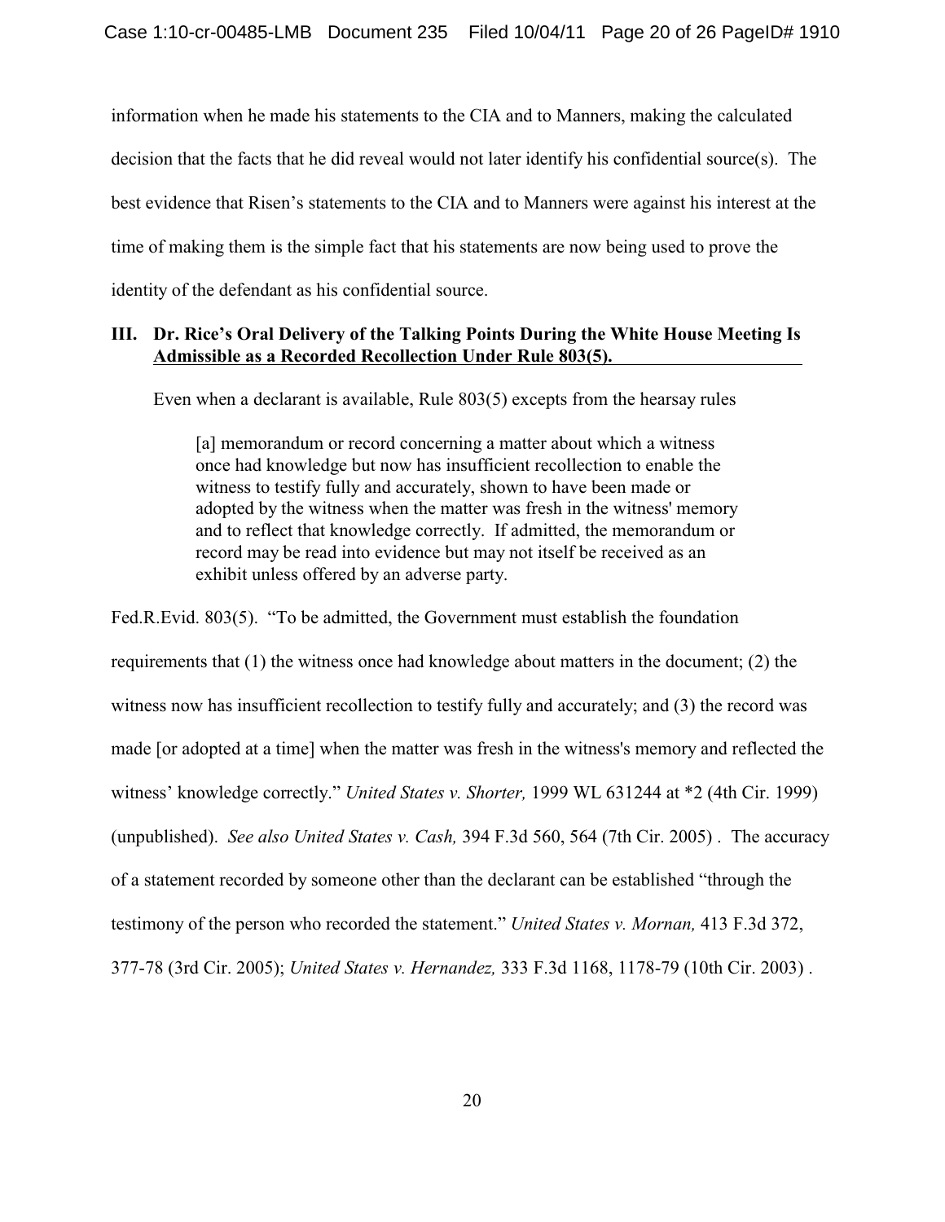information when he made his statements to the CIA and to Manners, making the calculated decision that the facts that he did reveal would not later identify his confidential source(s). The best evidence that Risen's statements to the CIA and to Manners were against his interest at the time of making them is the simple fact that his statements are now being used to prove the identity of the defendant as his confidential source.

## III. Dr. Rice's Oral Delivery of the Talking Points During the White House Meeting Is Admissible as a Recorded Recollection Under Rule 803(5).

Even when a declarant is available, Rule 803(5) excepts from the hearsay rules

> [a] memorandum or record concerning a matter about which a witness once had knowledge but now has insufficient recollection to enable the witness to testify fully and accurately, shown to have been made or adopted by the witness when the matter was fresh in the witness' memory and to reflect that knowledge correctly. If admitted, the memorandum or record may be read into evidence but may not itself be received as an exhibit unless offered by an adverse party.

Fed.R.Evid. 803(5). "To be admitted, the Government must establish the foundation requirements that (1) the witness once had knowledge about matters in the document; (2) the witness now has insufficient recollection to testify fully and accurately; and (3) the record was made [or adopted at a time] when the matter was fresh in the witness's memory and reflected the witness' knowledge correctly." *United States v. Shorter,* 1999 WL 631244 at *2 (4th Cir. 1999) (unpublished). *See also United States v. Cash,* 394 F.3d 560, 564 (7th Cir. 2005) . The accuracy of a statement recorded by someone other than the declarant can be established "through the testimony of the person who recorded the statement." *United States v. Mornan,* 413 F.3d 372, 377-78 (3rd Cir. 2005); *United States v. Hernandez,* 333 F.3d 1168, 1178-79 (10th Cir. 2003) .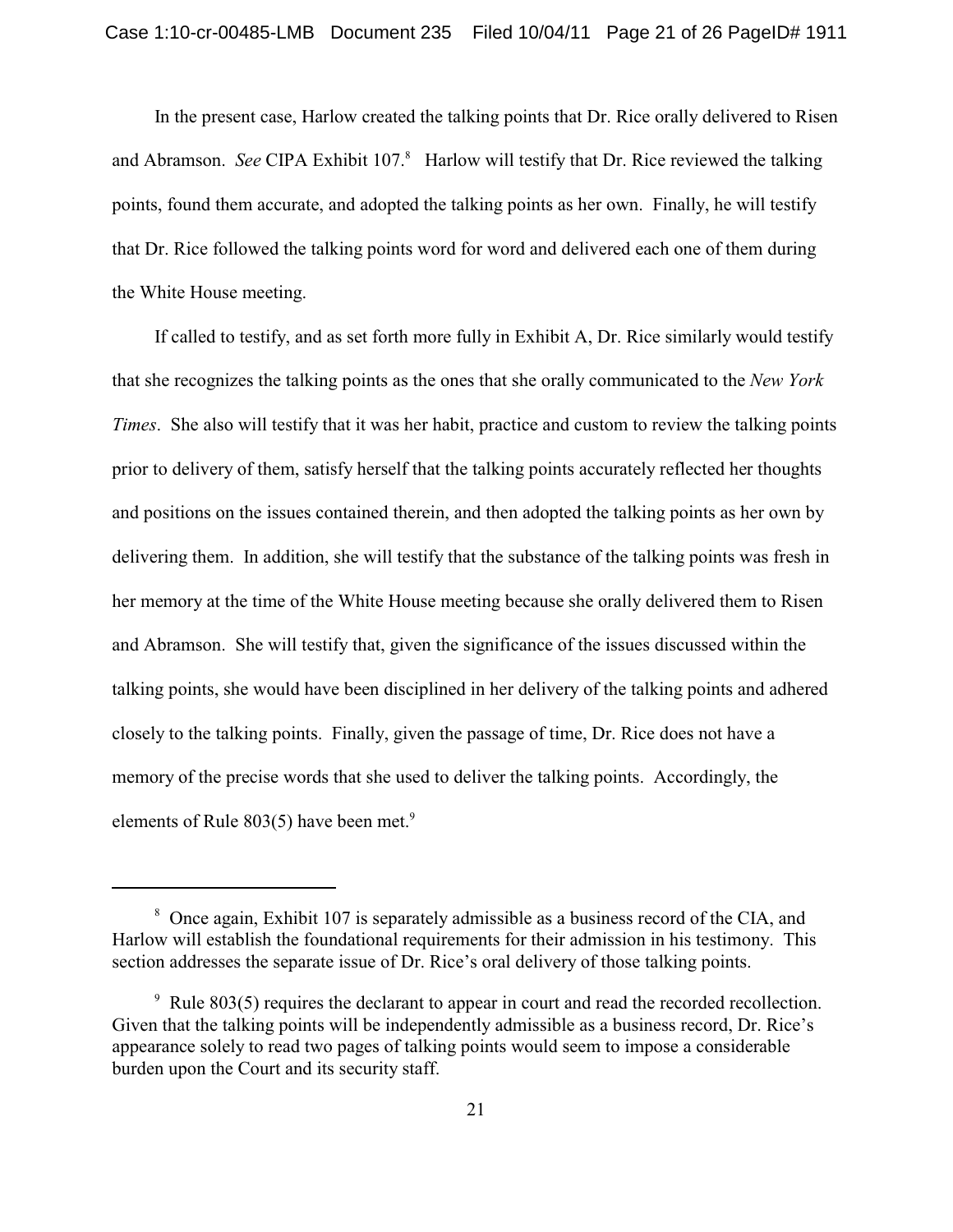In the present case, Harlow created the talking points that Dr. Rice orally delivered to Risen and Abramson. *See* CIPA Exhibit 107.[8] Harlow will testify that Dr. Rice reviewed the talking points, found them accurate, and adopted the talking points as her own. Finally, he will testify that Dr. Rice followed the talking points word for word and delivered each one of them during the White House meeting.

If called to testify, and as set forth more fully in Exhibit A, Dr. Rice similarly would testify that she recognizes the talking points as the ones that she orally communicated to the *New York Times*. She also will testify that it was her habit, practice and custom to review the talking points prior to delivery of them, satisfy herself that the talking points accurately reflected her thoughts and positions on the issues contained therein, and then adopted the talking points as her own by delivering them. In addition, she will testify that the substance of the talking points was fresh in her memory at the time of the White House meeting because she orally delivered them to Risen and Abramson. She will testify that, given the significance of the issues discussed within the talking points, she would have been disciplined in her delivery of the talking points and adhered closely to the talking points. Finally, given the passage of time, Dr. Rice does not have a memory of the precise words that she used to deliver the talking points. Accordingly, the elements of Rule 803(5) have been met.[9]

---

[8] Once again, Exhibit 107 is separately admissible as a business record of the CIA, and Harlow will establish the foundational requirements for their admission in his testimony. This section addresses the separate issue of Dr. Rice's oral delivery of those talking points.

[9] Rule 803(5) requires the declarant to appear in court and read the recorded recollection. Given that the talking points will be independently admissible as a business record, Dr. Rice's appearance solely to read two pages of talking points would seem to impose a considerable burden upon the Court and its security staff.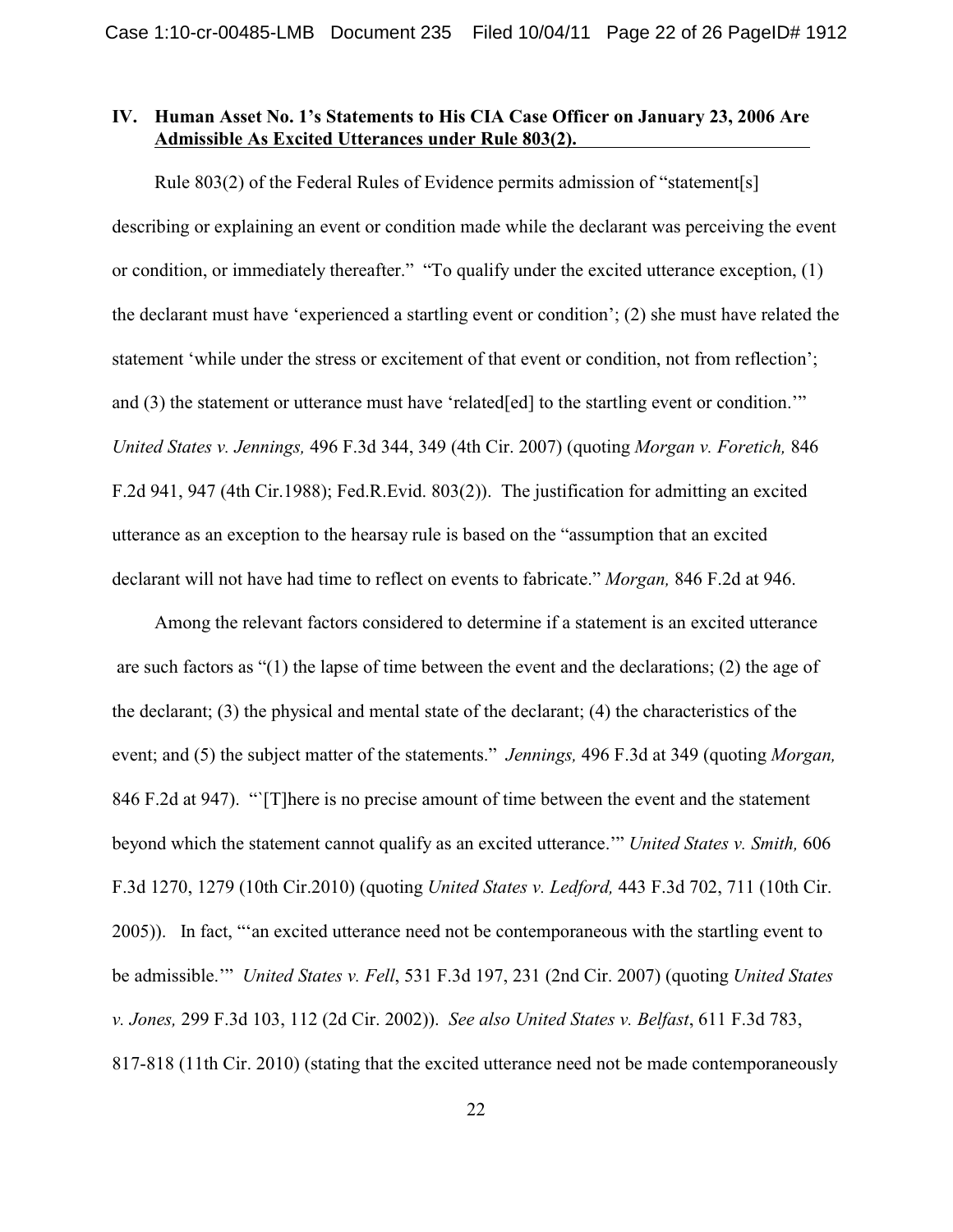## IV. Human Asset No. 1's Statements to His CIA Case Officer on January 23, 2006 Are Admissible As Excited Utterances under Rule 803(2).

Rule 803(2) of the Federal Rules of Evidence permits admission of "statement[s] describing or explaining an event or condition made while the declarant was perceiving the event or condition, or immediately thereafter." "To qualify under the excited utterance exception, (1) the declarant must have 'experienced a startling event or condition'; (2) she must have related the statement 'while under the stress or excitement of that event or condition, not from reflection'; and (3) the statement or utterance must have 'related[ed] to the startling event or condition.'" *United States v. Jennings,* 496 F.3d 344, 349 (4th Cir. 2007) (quoting *Morgan v. Foretich,* 846 F.2d 941, 947 (4th Cir.1988); Fed.R.Evid. 803(2)). The justification for admitting an excited utterance as an exception to the hearsay rule is based on the "assumption that an excited declarant will not have had time to reflect on events to fabricate." *Morgan,* 846 F.2d at 946.

Among the relevant factors considered to determine if a statement is an excited utterance are such factors as "(1) the lapse of time between the event and the declarations; (2) the age of the declarant; (3) the physical and mental state of the declarant; (4) the characteristics of the event; and (5) the subject matter of the statements." *Jennings,* 496 F.3d at 349 (quoting *Morgan,* 846 F.2d at 947). "`[T]here is no precise amount of time between the event and the statement beyond which the statement cannot qualify as an excited utterance.'" *United States v. Smith,* 606 F.3d 1270, 1279 (10th Cir.2010) (quoting *United States v. Ledford,* 443 F.3d 702, 711 (10th Cir. 2005)). In fact, "'an excited utterance need not be contemporaneous with the startling event to be admissible.'" *United States v. Fell*, 531 F.3d 197, 231 (2nd Cir. 2007) (quoting *United States v. Jones,* 299 F.3d 103, 112 (2d Cir. 2002)). *See also United States v. Belfast*, 611 F.3d 783, 817-818 (11th Cir. 2010) (stating that the excited utterance need not be made contemporaneously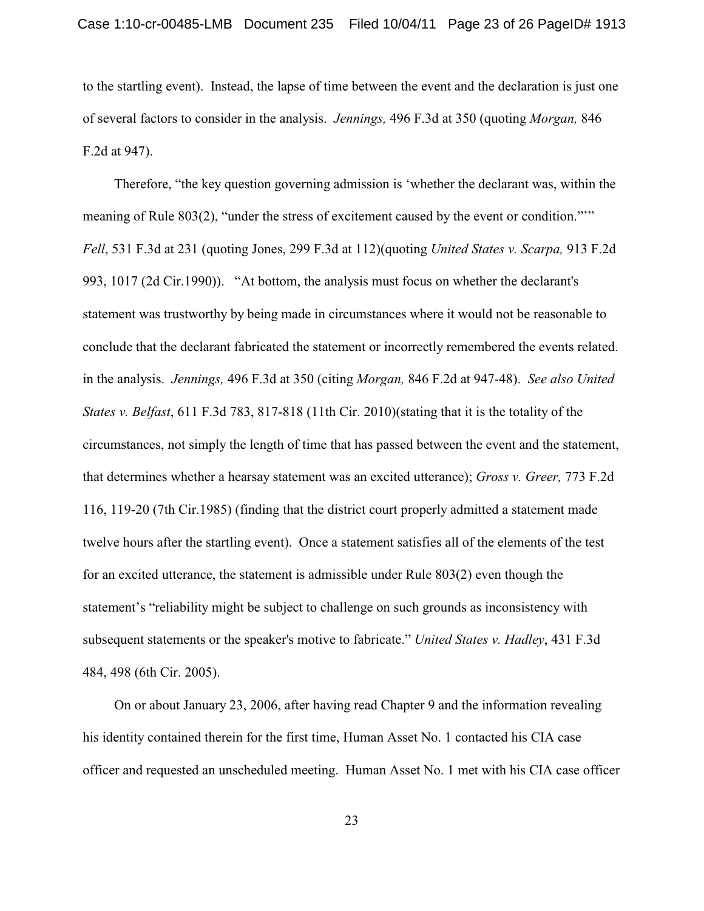to the startling event). Instead, the lapse of time between the event and the declaration is just one of several factors to consider in the analysis. *Jennings,* 496 F.3d at 350 (quoting *Morgan,* 846 F.2d at 947).

Therefore, "the key question governing admission is 'whether the declarant was, within the meaning of Rule 803(2), "under the stress of excitement caused by the event or condition."'" *Fell*, 531 F.3d at 231 (quoting Jones, 299 F.3d at 112)(quoting *United States v. Scarpa,* 913 F.2d 993, 1017 (2d Cir.1990)). "At bottom, the analysis must focus on whether the declarant's statement was trustworthy by being made in circumstances where it would not be reasonable to conclude that the declarant fabricated the statement or incorrectly remembered the events related. in the analysis. *Jennings,* 496 F.3d at 350 (citing *Morgan,* 846 F.2d at 947-48). *See also United States v. Belfast*, 611 F.3d 783, 817-818 (11th Cir. 2010)(stating that it is the totality of the circumstances, not simply the length of time that has passed between the event and the statement, that determines whether a hearsay statement was an excited utterance); *Gross v. Greer,* 773 F.2d 116, 119-20 (7th Cir.1985) (finding that the district court properly admitted a statement made twelve hours after the startling event). Once a statement satisfies all of the elements of the test for an excited utterance, the statement is admissible under Rule 803(2) even though the statement's "reliability might be subject to challenge on such grounds as inconsistency with subsequent statements or the speaker's motive to fabricate." *United States v. Hadley*, 431 F.3d 484, 498 (6th Cir. 2005).

On or about January 23, 2006, after having read Chapter 9 and the information revealing his identity contained therein for the first time, Human Asset No. 1 contacted his CIA case officer and requested an unscheduled meeting. Human Asset No. 1 met with his CIA case officer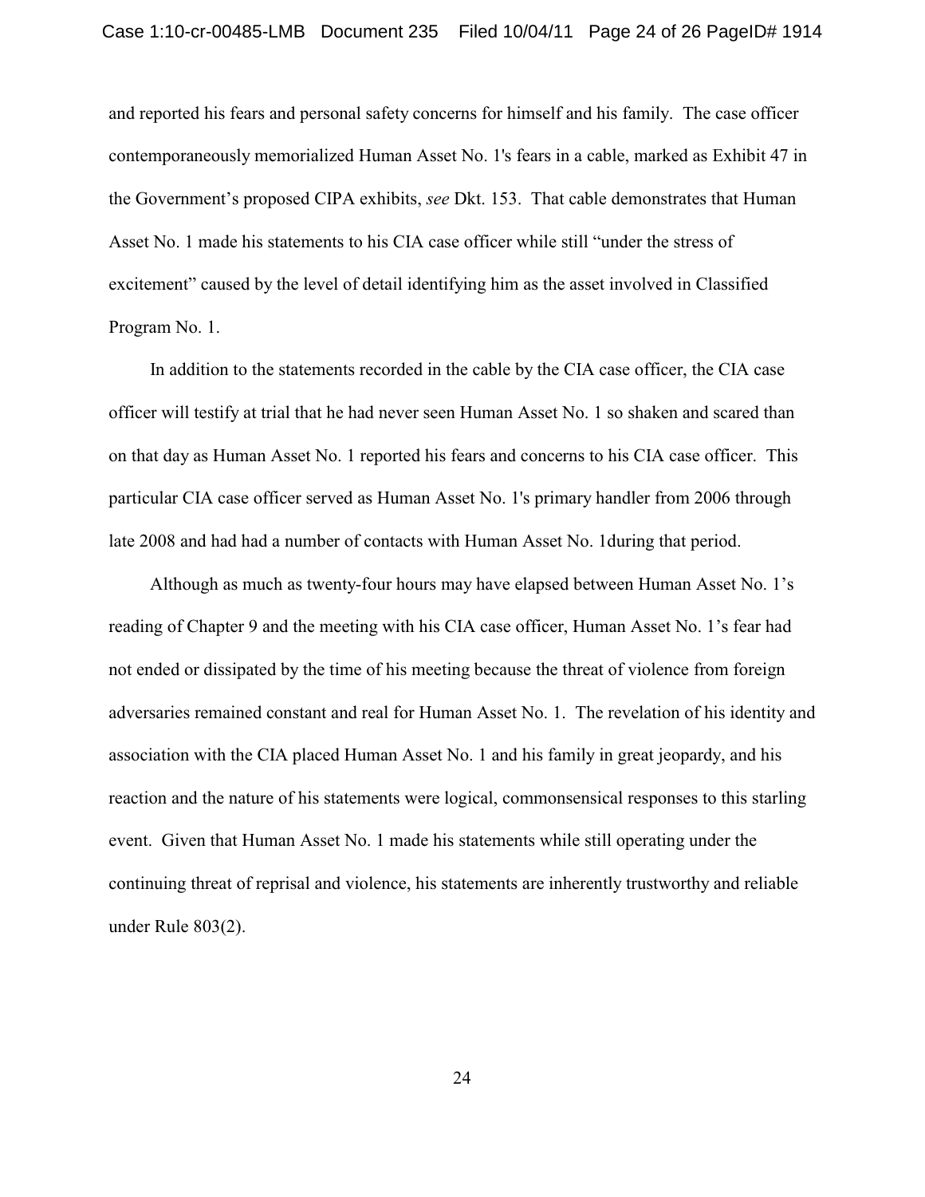and reported his fears and personal safety concerns for himself and his family. The case officer contemporaneously memorialized Human Asset No. 1's fears in a cable, marked as Exhibit 47 in the Government's proposed CIPA exhibits, *see* Dkt. 153. That cable demonstrates that Human Asset No. 1 made his statements to his CIA case officer while still "under the stress of excitement" caused by the level of detail identifying him as the asset involved in Classified Program No. 1.

In addition to the statements recorded in the cable by the CIA case officer, the CIA case officer will testify at trial that he had never seen Human Asset No. 1 so shaken and scared than on that day as Human Asset No. 1 reported his fears and concerns to his CIA case officer. This particular CIA case officer served as Human Asset No. 1's primary handler from 2006 through late 2008 and had had a number of contacts with Human Asset No. 1during that period.

Although as much as twenty-four hours may have elapsed between Human Asset No. 1's reading of Chapter 9 and the meeting with his CIA case officer, Human Asset No. 1's fear had not ended or dissipated by the time of his meeting because the threat of violence from foreign adversaries remained constant and real for Human Asset No. 1. The revelation of his identity and association with the CIA placed Human Asset No. 1 and his family in great jeopardy, and his reaction and the nature of his statements were logical, commonsensical responses to this starling event. Given that Human Asset No. 1 made his statements while still operating under the continuing threat of reprisal and violence, his statements are inherently trustworthy and reliable under Rule 803(2).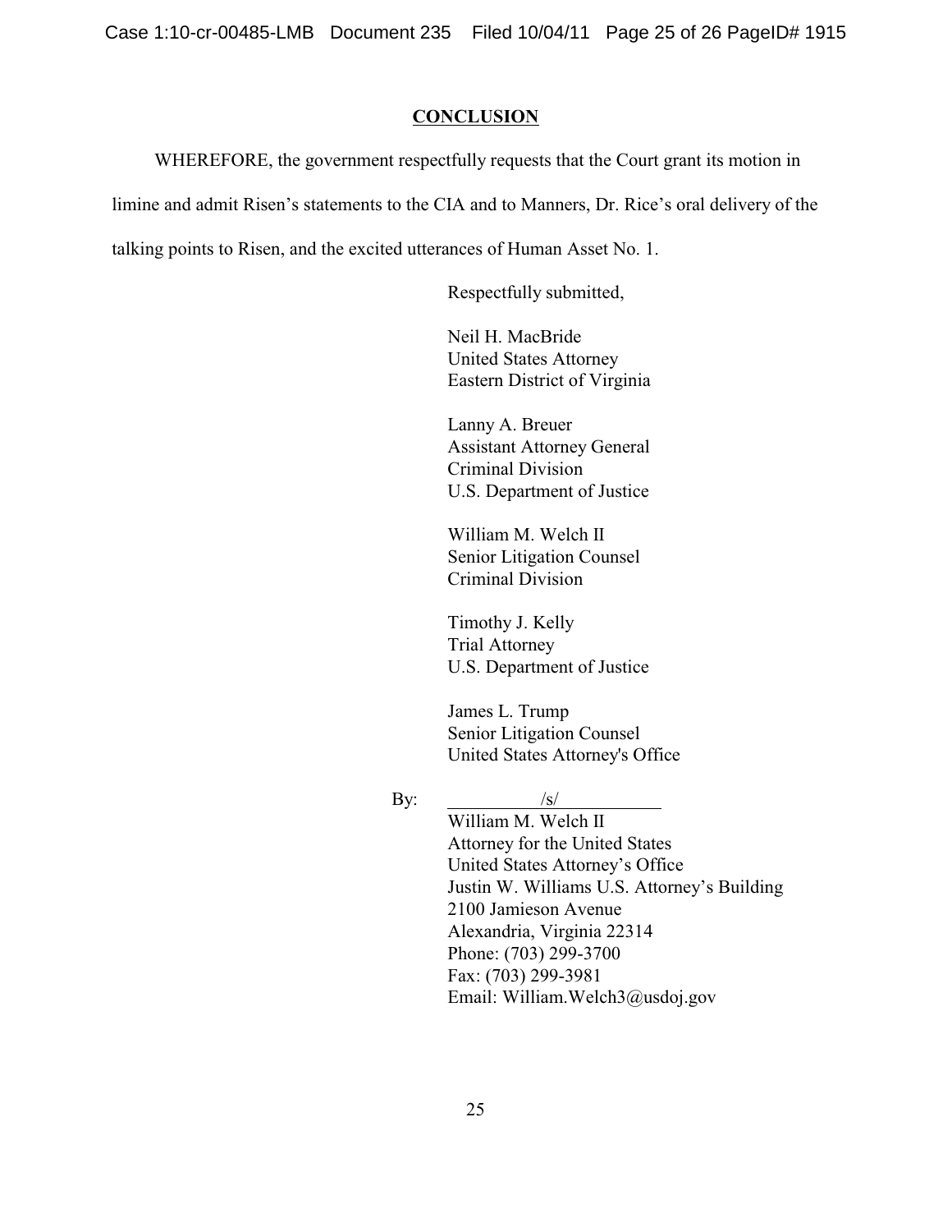## CONCLUSION

WHEREFORE, the government respectfully requests that the Court grant its motion in limine and admit Risen's statements to the CIA and to Manners, Dr. Rice's oral delivery of the talking points to Risen, and the excited utterances of Human Asset No. 1.

Respectfully submitted,

Neil H. MacBride
United States Attorney
Eastern District of Virginia

Lanny A. Breuer
Assistant Attorney General
Criminal Division
U.S. Department of Justice

William M. Welch II
Senior Litigation Counsel
Criminal Division

Timothy J. Kelly
Trial Attorney
U.S. Department of Justice

James L. Trump
Senior Litigation Counsel
United States Attorney's Office

By: /s/
William M. Welch II
Attorney for the United States
United States Attorney's Office
Justin W. Williams U.S. Attorney's Building
2100 Jamieson Avenue
Alexandria, Virginia 22314
Phone: (703) 299-3700
Fax: (703) 299-3981
Email: William.Welch3@usdoj.gov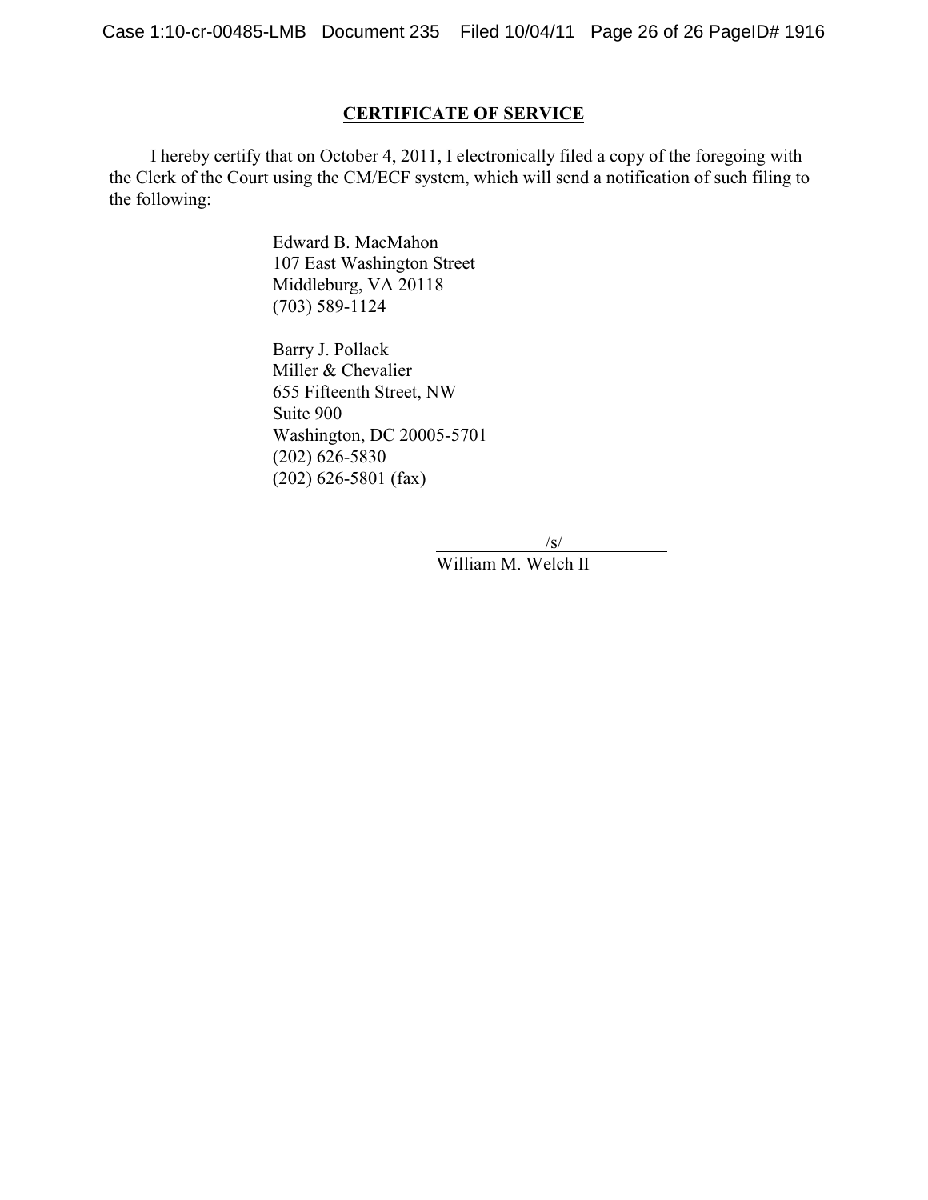## CERTIFICATE OF SERVICE

I hereby certify that on October 4, 2011, I electronically filed a copy of the foregoing with the Clerk of the Court using the CM/ECF system, which will send a notification of such filing to the following:

Edward B. MacMahon  
107 East Washington Street  
Middleburg, VA 20118  
(703) 589-1124

Barry J. Pollack  
Miller & Chevalier  
655 Fifteenth Street, NW  
Suite 900  
Washington, DC 20005-5701  
(202) 626-5830  
(202) 626-5801 (fax)

/s/  
William M. Welch II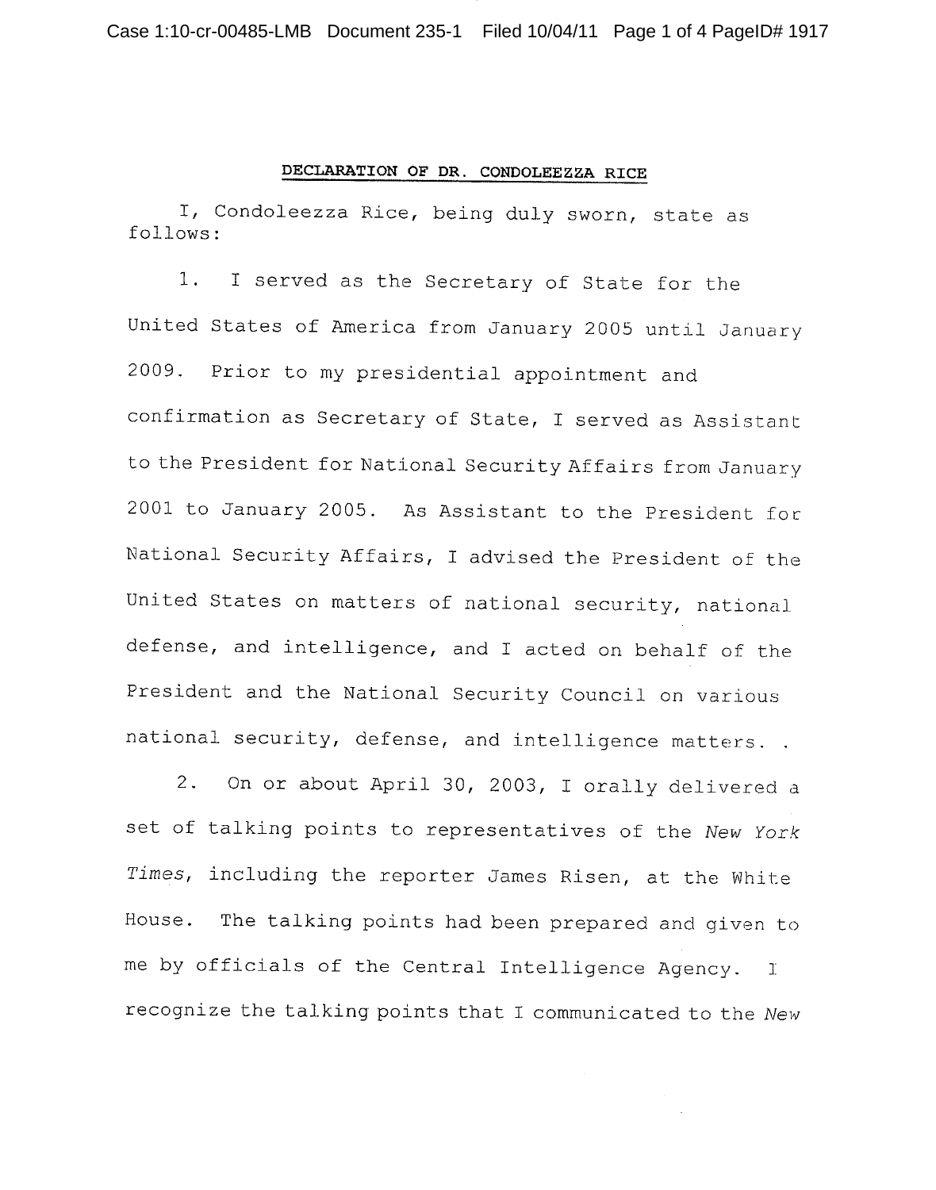**DECLARATION OF DR. CONDOLEEZZA RICE**

I, Condoleezza Rice, being duly sworn, state as follows:

1. I served as the Secretary of State for the United States of America from January 2005 until January 2009. Prior to my presidential appointment and confirmation as Secretary of State, I served as Assistant to the President for National Security Affairs from January 2001 to January 2005. As Assistant to the President for National Security Affairs, I advised the President of the United States on matters of national security, national defense, and intelligence, and I acted on behalf of the President and the National Security Council on various national security, defense, and intelligence matters. .

2. On or about April 30, 2003, I orally delivered a set of talking points to representatives of the *New York Times*, including the reporter James Risen, at the White House. The talking points had been prepared and given to me by officials of the Central Intelligence Agency. I recognize the talking points that I communicated to the *New*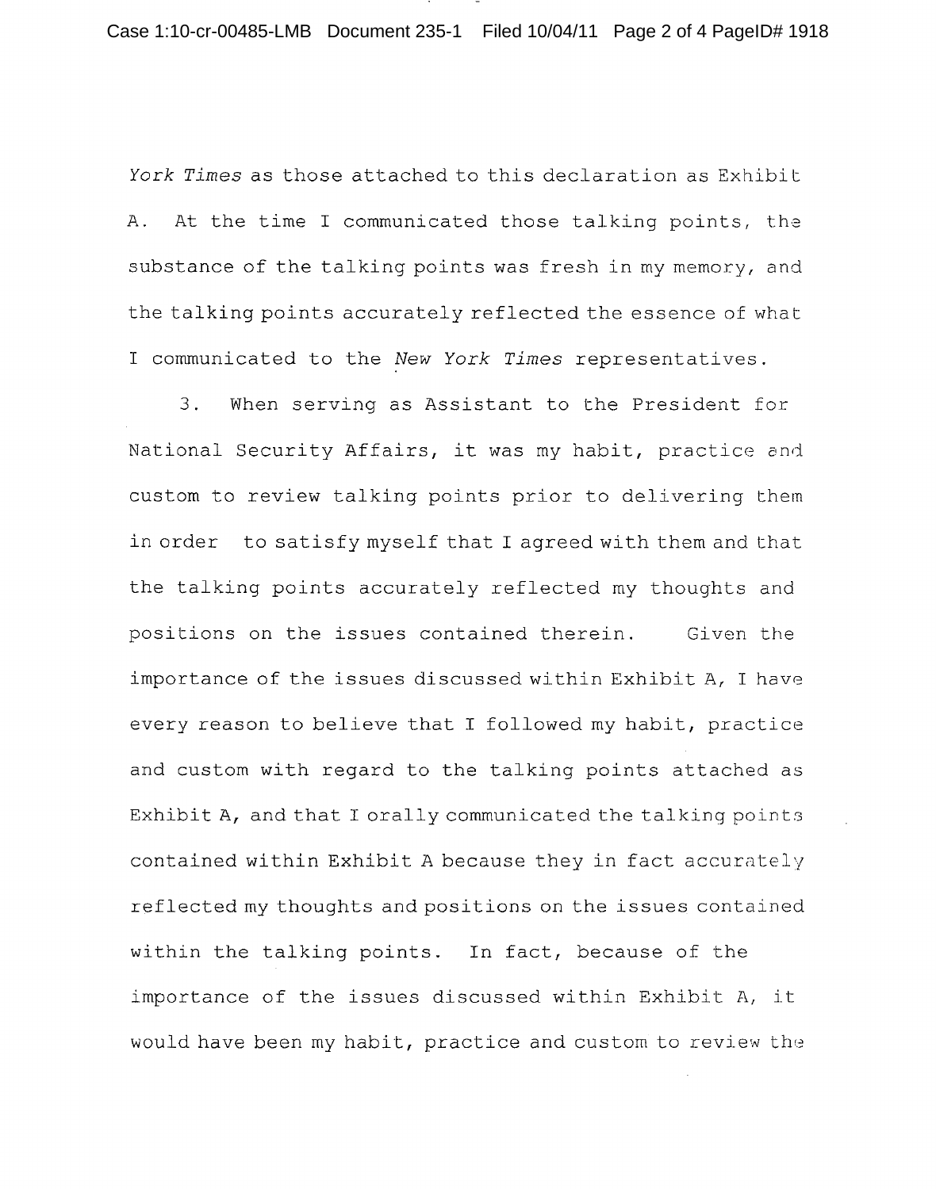*York Times* as those attached to this declaration as Exhibit A. At the time I communicated those talking points, the substance of the talking points was fresh in my memory, and the talking points accurately reflected the essence of what I communicated to the *New York Times* representatives.

3. When serving as Assistant to the President for National Security Affairs, it was my habit, practice and custom to review talking points prior to delivering them in order to satisfy myself that I agreed with them and that the talking points accurately reflected my thoughts and positions on the issues contained therein. Given the importance of the issues discussed within Exhibit A, I have every reason to believe that I followed my habit, practice and custom with regard to the talking points attached as Exhibit A, and that I orally communicated the talking points contained within Exhibit A because they in fact accurately reflected my thoughts and positions on the issues contained within the talking points. In fact, because of the importance of the issues discussed within Exhibit A, it would have been my habit, practice and custom to review the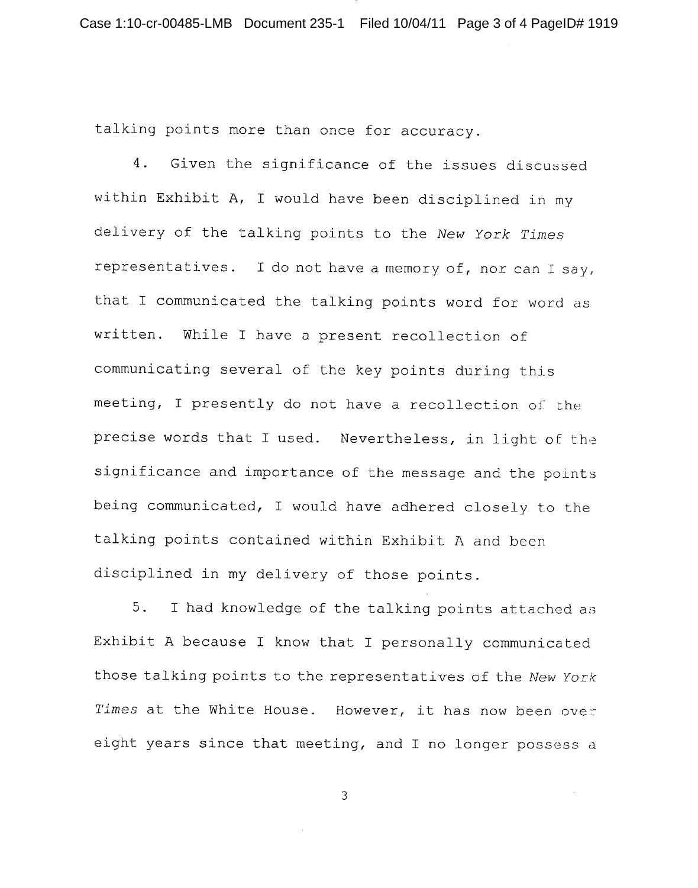talking points more than once for accuracy.

4. Given the significance of the issues discussed within Exhibit A, I would have been disciplined in my delivery of the talking points to the *New York Times* representatives. I do not have a memory of, nor can I say, that I communicated the talking points word for word as written. While I have a present recollection of communicating several of the key points during this meeting, I presently do not have a recollection of the precise words that I used. Nevertheless, in light of the significance and importance of the message and the points being communicated, I would have adhered closely to the talking points contained within Exhibit A and been disciplined in my delivery of those points.

5. I had knowledge of the talking points attached as Exhibit A because I know that I personally communicated those talking points to the representatives of the *New York Times* at the White House. However, it has now been over eight years since that meeting, and I no longer possess a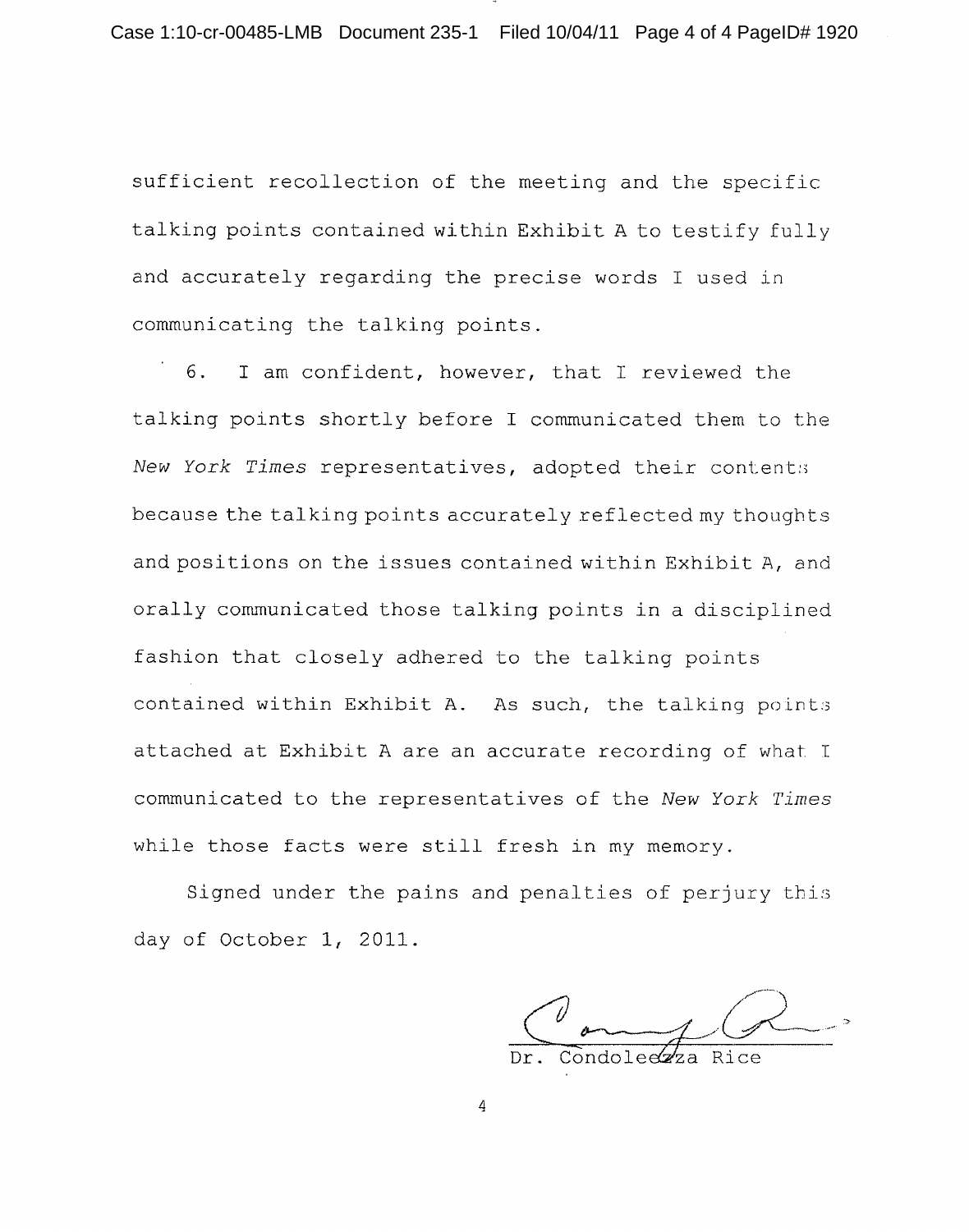sufficient recollection of the meeting and the specific talking points contained within Exhibit A to testify fully and accurately regarding the precise words I used in communicating the talking points.

6. I am confident, however, that I reviewed the talking points shortly before I communicated them to the *New York Times* representatives, adopted their contents because the talking points accurately reflected my thoughts and positions on the issues contained within Exhibit A, and orally communicated those talking points in a disciplined fashion that closely adhered to the talking points contained within Exhibit A. As such, the talking points attached at Exhibit A are an accurate recording of what I communicated to the representatives of the *New York Times* while those facts were still fresh in my memory.

Signed under the pains and penalties of perjury this day of October 1, 2011.

Dr. Condoleezza Rice